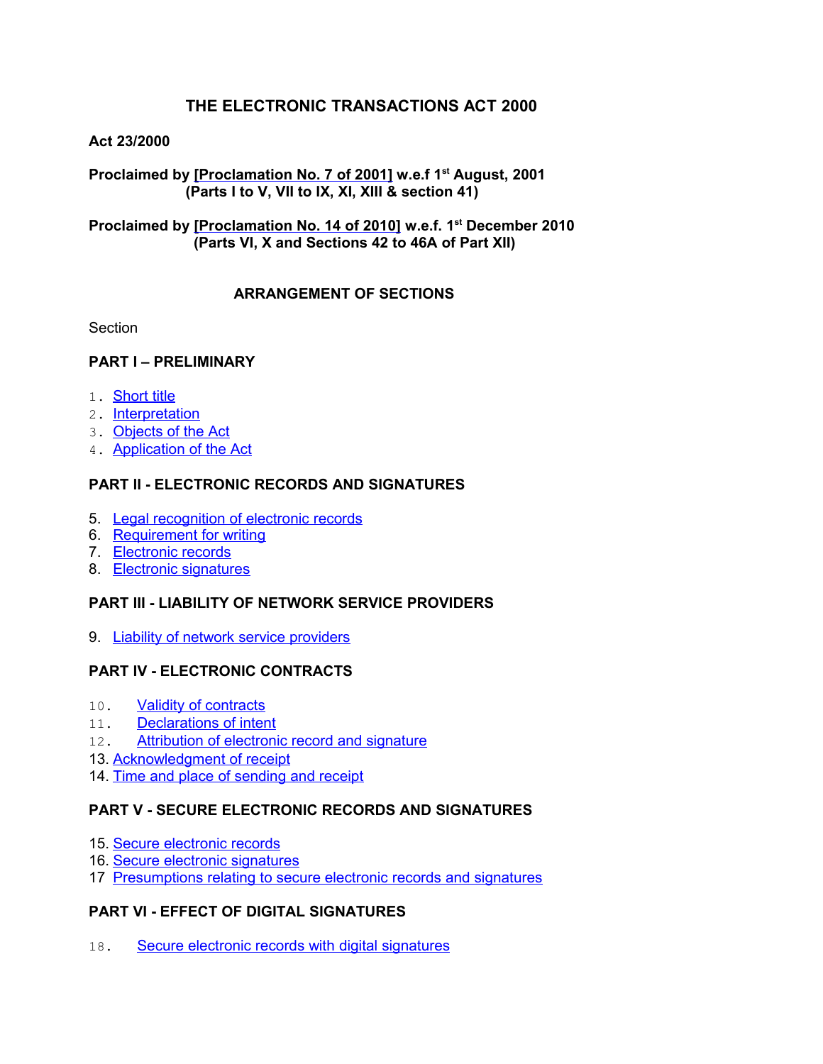# THE ELECTRONIC TRANSACTIONS ACT 2000

**Act 23/2000**

**Proclaimed by [Proclamation No. 7 of 2001] w.e.f 1st August, 2001**
**(Parts I to V, VII to IX, XI, XIII & section 41)**

**Proclaimed by [Proclamation No. 14 of 2010] w.e.f. 1st December 2010**
**(Parts VI, X and Sections 42 to 46A of Part XII)**

## ARRANGEMENT OF SECTIONS

Section

### PART I – PRELIMINARY

1. Short title
2. Interpretation
3. Objects of the Act
4. Application of the Act

### PART II - ELECTRONIC RECORDS AND SIGNATURES

5. Legal recognition of electronic records
6. Requirement for writing
7. Electronic records
8. Electronic signatures

### PART III - LIABILITY OF NETWORK SERVICE PROVIDERS

9. Liability of network service providers

### PART IV - ELECTRONIC CONTRACTS

10. Validity of contracts
11. Declarations of intent
12. Attribution of electronic record and signature
13. Acknowledgment of receipt
14. Time and place of sending and receipt

### PART V - SECURE ELECTRONIC RECORDS AND SIGNATURES

15. Secure electronic records
16. Secure electronic signatures
17. Presumptions relating to secure electronic records and signatures

### PART VI - EFFECT OF DIGITAL SIGNATURES

18. Secure electronic records with digital signatures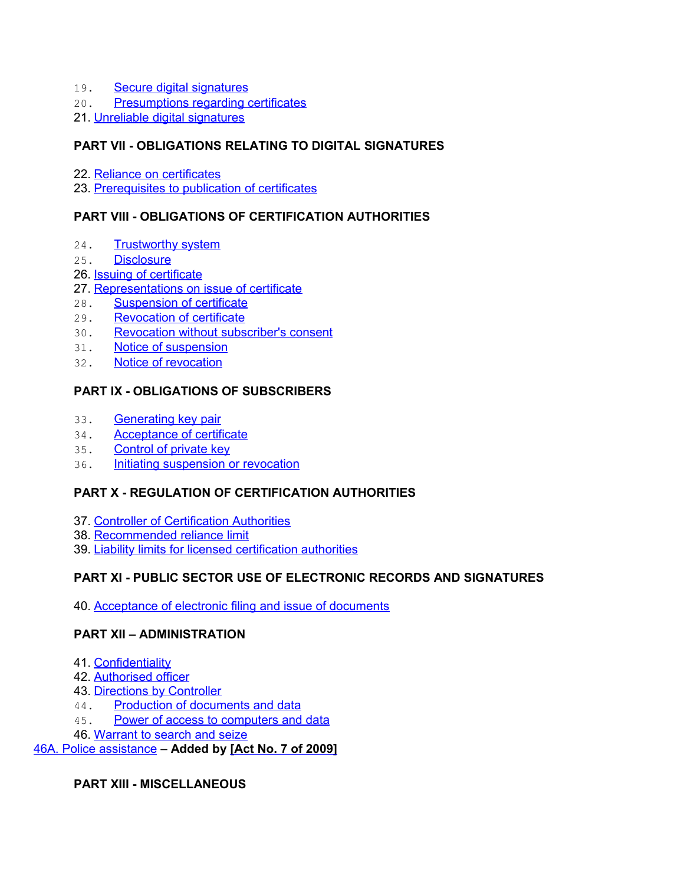19. Secure digital signatures
20. Presumptions regarding certificates
21. Unreliable digital signatures

**PART VII - OBLIGATIONS RELATING TO DIGITAL SIGNATURES**

22. Reliance on certificates
23. Prerequisites to publication of certificates

**PART VIII - OBLIGATIONS OF CERTIFICATION AUTHORITIES**

24. Trustworthy system
25. Disclosure
26. Issuing of certificate
27. Representations on issue of certificate
28. Suspension of certificate
29. Revocation of certificate
30. Revocation without subscriber's consent
31. Notice of suspension
32. Notice of revocation

**PART IX - OBLIGATIONS OF SUBSCRIBERS**

33. Generating key pair
34. Acceptance of certificate
35. Control of private key
36. Initiating suspension or revocation

**PART X - REGULATION OF CERTIFICATION AUTHORITIES**

37. Controller of Certification Authorities
38. Recommended reliance limit
39. Liability limits for licensed certification authorities

**PART XI - PUBLIC SECTOR USE OF ELECTRONIC RECORDS AND SIGNATURES**

40. Acceptance of electronic filing and issue of documents

**PART XII – ADMINISTRATION**

41. Confidentiality
42. Authorised officer
43. Directions by Controller
44. Production of documents and data
45. Power of access to computers and data
46. Warrant to search and seize

46A. Police assistance – **Added by [Act No. 7 of 2009]**

**PART XIII - MISCELLANEOUS**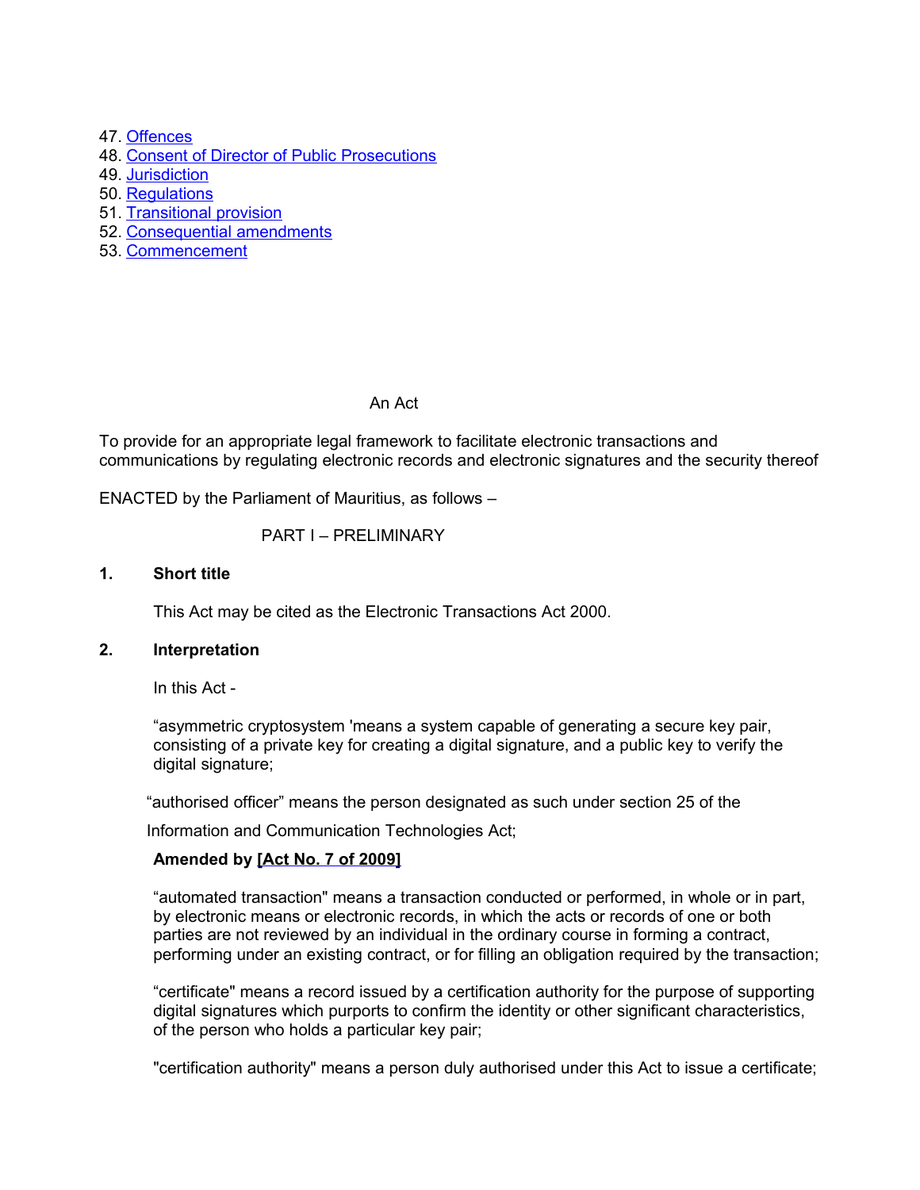47. Offences
48. Consent of Director of Public Prosecutions
49. Jurisdiction
50. Regulations
51. Transitional provision
52. Consequential amendments
53. Commencement

An Act

To provide for an appropriate legal framework to facilitate electronic transactions and communications by regulating electronic records and electronic signatures and the security thereof

ENACTED by the Parliament of Mauritius, as follows –

## PART I – PRELIMINARY

### 1. Short title

This Act may be cited as the Electronic Transactions Act 2000.

### 2. Interpretation

In this Act -

“asymmetric cryptosystem 'means a system capable of generating a secure key pair, consisting of a private key for creating a digital signature, and a public key to verify the digital signature;

“authorised officer” means the person designated as such under section 25 of the Information and Communication Technologies Act;

**Amended by [Act No. 7 of 2009]**

“automated transaction" means a transaction conducted or performed, in whole or in part, by electronic means or electronic records, in which the acts or records of one or both parties are not reviewed by an individual in the ordinary course in forming a contract, performing under an existing contract, or for filling an obligation required by the transaction;

“certificate" means a record issued by a certification authority for the purpose of supporting digital signatures which purports to confirm the identity or other significant characteristics, of the person who holds a particular key pair;

"certification authority" means a person duly authorised under this Act to issue a certificate;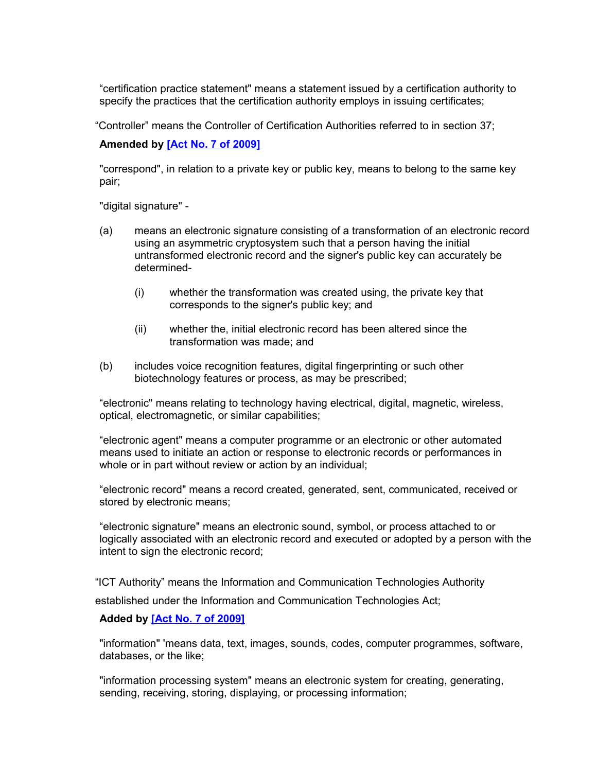"certification practice statement" means a statement issued by a certification authority to specify the practices that the certification authority employs in issuing certificates;

"Controller" means the Controller of Certification Authorities referred to in section 37;

**Amended by [Act No. 7 of 2009]**

"correspond", in relation to a private key or public key, means to belong to the same key pair;

"digital signature" -

(a) means an electronic signature consisting of a transformation of an electronic record using an asymmetric cryptosystem such that a person having the initial untransformed electronic record and the signer's public key can accurately be determined-

  (i) whether the transformation was created using, the private key that corresponds to the signer's public key; and

  (ii) whether the, initial electronic record has been altered since the transformation was made; and

(b) includes voice recognition features, digital fingerprinting or such other biotechnology features or process, as may be prescribed;

"electronic" means relating to technology having electrical, digital, magnetic, wireless, optical, electromagnetic, or similar capabilities;

"electronic agent" means a computer programme or an electronic or other automated means used to initiate an action or response to electronic records or performances in whole or in part without review or action by an individual;

"electronic record" means a record created, generated, sent, communicated, received or stored by electronic means;

"electronic signature" means an electronic sound, symbol, or process attached to or logically associated with an electronic record and executed or adopted by a person with the intent to sign the electronic record;

"ICT Authority" means the Information and Communication Technologies Authority established under the Information and Communication Technologies Act;

**Added by [Act No. 7 of 2009]**

"information" 'means data, text, images, sounds, codes, computer programmes, software, databases, or the like;

"information processing system" means an electronic system for creating, generating, sending, receiving, storing, displaying, or processing information;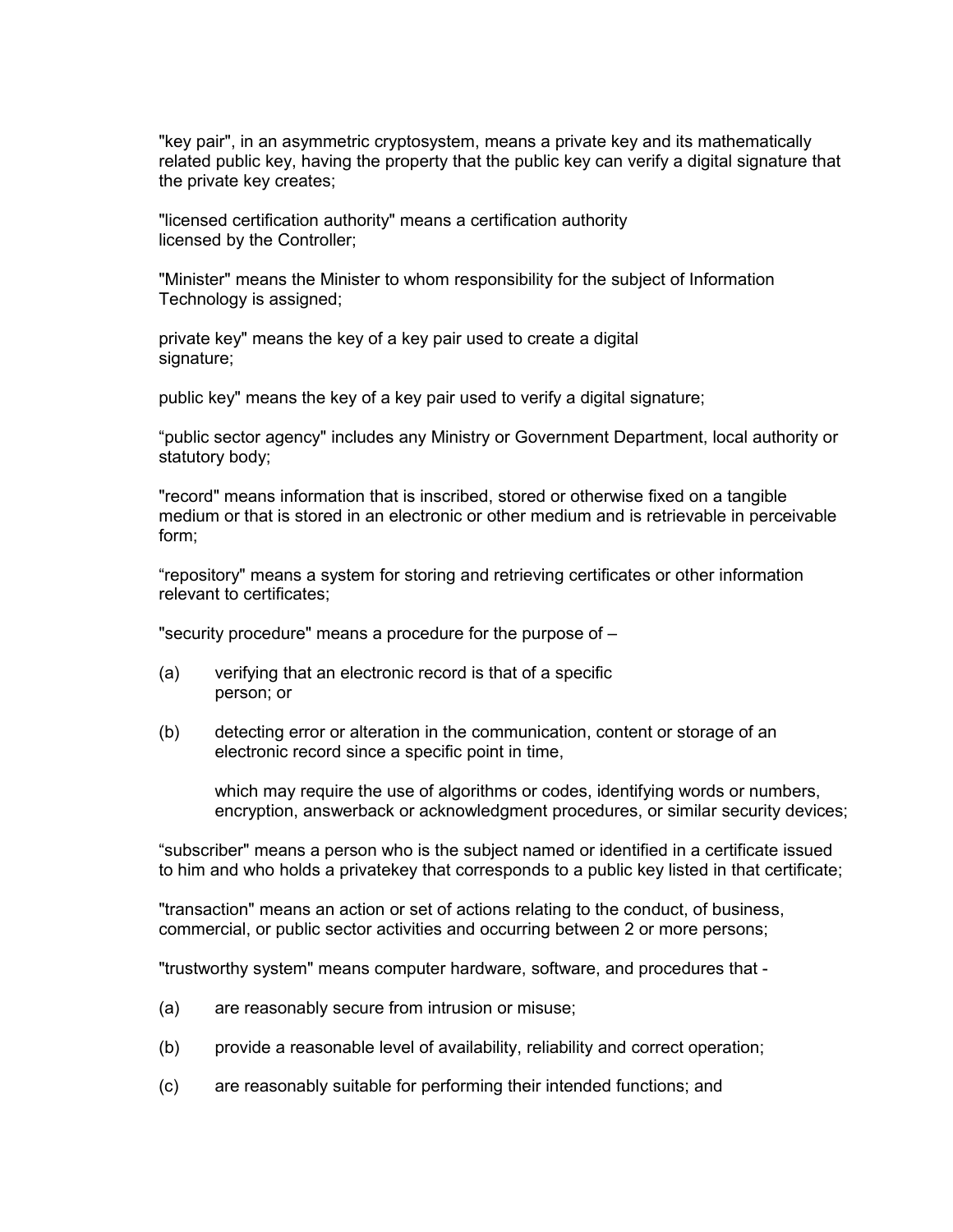"key pair", in an asymmetric cryptosystem, means a private key and its mathematically related public key, having the property that the public key can verify a digital signature that the private key creates;

"licensed certification authority" means a certification authority licensed by the Controller;

"Minister" means the Minister to whom responsibility for the subject of Information Technology is assigned;

private key" means the key of a key pair used to create a digital signature;

public key" means the key of a key pair used to verify a digital signature;

“public sector agency" includes any Ministry or Government Department, local authority or statutory body;

"record" means information that is inscribed, stored or otherwise fixed on a tangible medium or that is stored in an electronic or other medium and is retrievable in perceivable form;

“repository" means a system for storing and retrieving certificates or other information relevant to certificates;

"security procedure" means a procedure for the purpose of –

(a) verifying that an electronic record is that of a specific person; or

(b) detecting error or alteration in the communication, content or storage of an electronic record since a specific point in time,

which may require the use of algorithms or codes, identifying words or numbers, encryption, answerback or acknowledgment procedures, or similar security devices;

“subscriber" means a person who is the subject named or identified in a certificate issued to him and who holds a privatekey that corresponds to a public key listed in that certificate;

"transaction" means an action or set of actions relating to the conduct, of business, commercial, or public sector activities and occurring between 2 or more persons;

"trustworthy system" means computer hardware, software, and procedures that -

(a) are reasonably secure from intrusion or misuse;

(b) provide a reasonable level of availability, reliability and correct operation;

(c) are reasonably suitable for performing their intended functions; and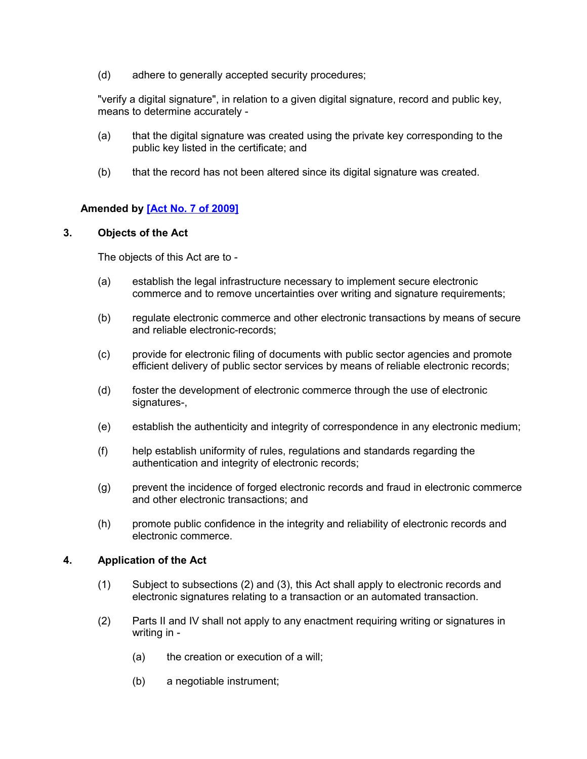(d) adhere to generally accepted security procedures;

"verify a digital signature", in relation to a given digital signature, record and public key, means to determine accurately -

(a) that the digital signature was created using the private key corresponding to the public key listed in the certificate; and

(b) that the record has not been altered since its digital signature was created.

**Amended by [Act No. 7 of 2009]**

### 3. Objects of the Act

The objects of this Act are to -

(a) establish the legal infrastructure necessary to implement secure electronic commerce and to remove uncertainties over writing and signature requirements;

(b) regulate electronic commerce and other electronic transactions by means of secure and reliable electronic-records;

(c) provide for electronic filing of documents with public sector agencies and promote efficient delivery of public sector services by means of reliable electronic records;

(d) foster the development of electronic commerce through the use of electronic signatures-,

(e) establish the authenticity and integrity of correspondence in any electronic medium;

(f) help establish uniformity of rules, regulations and standards regarding the authentication and integrity of electronic records;

(g) prevent the incidence of forged electronic records and fraud in electronic commerce and other electronic transactions; and

(h) promote public confidence in the integrity and reliability of electronic records and electronic commerce.

### 4. Application of the Act

(1) Subject to subsections (2) and (3), this Act shall apply to electronic records and electronic signatures relating to a transaction or an automated transaction.

(2) Parts II and IV shall not apply to any enactment requiring writing or signatures in writing in -

(a) the creation or execution of a will;

(b) a negotiable instrument;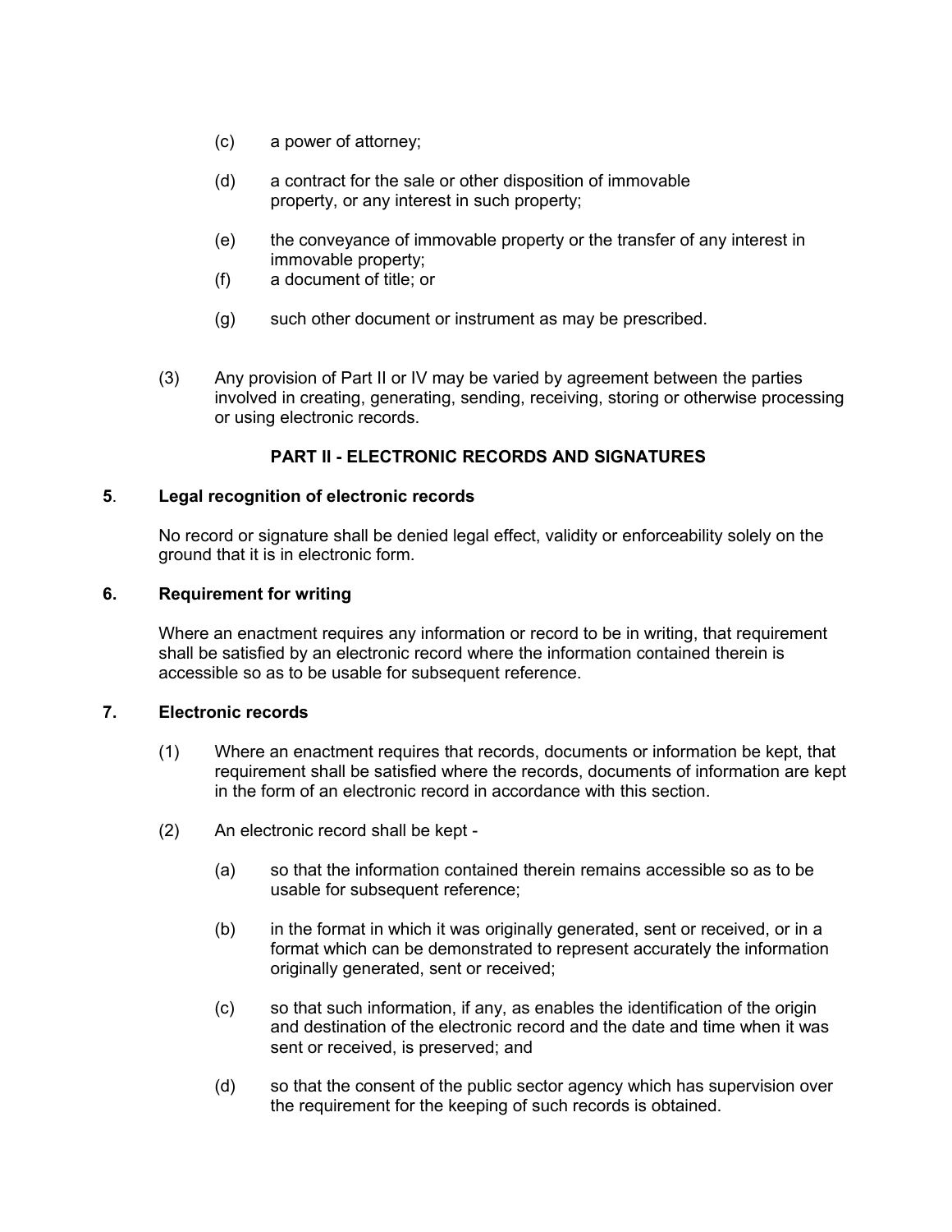(c) a power of attorney;

(d) a contract for the sale or other disposition of immovable property, or any interest in such property;

(e) the conveyance of immovable property or the transfer of any interest in immovable property;

(f) a document of title; or

(g) such other document or instrument as may be prescribed.

(3) Any provision of Part II or IV may be varied by agreement between the parties involved in creating, generating, sending, receiving, storing or otherwise processing or using electronic records.

## PART II - ELECTRONIC RECORDS AND SIGNATURES

### 5. Legal recognition of electronic records

No record or signature shall be denied legal effect, validity or enforceability solely on the ground that it is in electronic form.

### 6. Requirement for writing

Where an enactment requires any information or record to be in writing, that requirement shall be satisfied by an electronic record where the information contained therein is accessible so as to be usable for subsequent reference.

### 7. Electronic records

(1) Where an enactment requires that records, documents or information be kept, that requirement shall be satisfied where the records, documents of information are kept in the form of an electronic record in accordance with this section.

(2) An electronic record shall be kept -

(a) so that the information contained therein remains accessible so as to be usable for subsequent reference;

(b) in the format in which it was originally generated, sent or received, or in a format which can be demonstrated to represent accurately the information originally generated, sent or received;

(c) so that such information, if any, as enables the identification of the origin and destination of the electronic record and the date and time when it was sent or received, is preserved; and

(d) so that the consent of the public sector agency which has supervision over the requirement for the keeping of such records is obtained.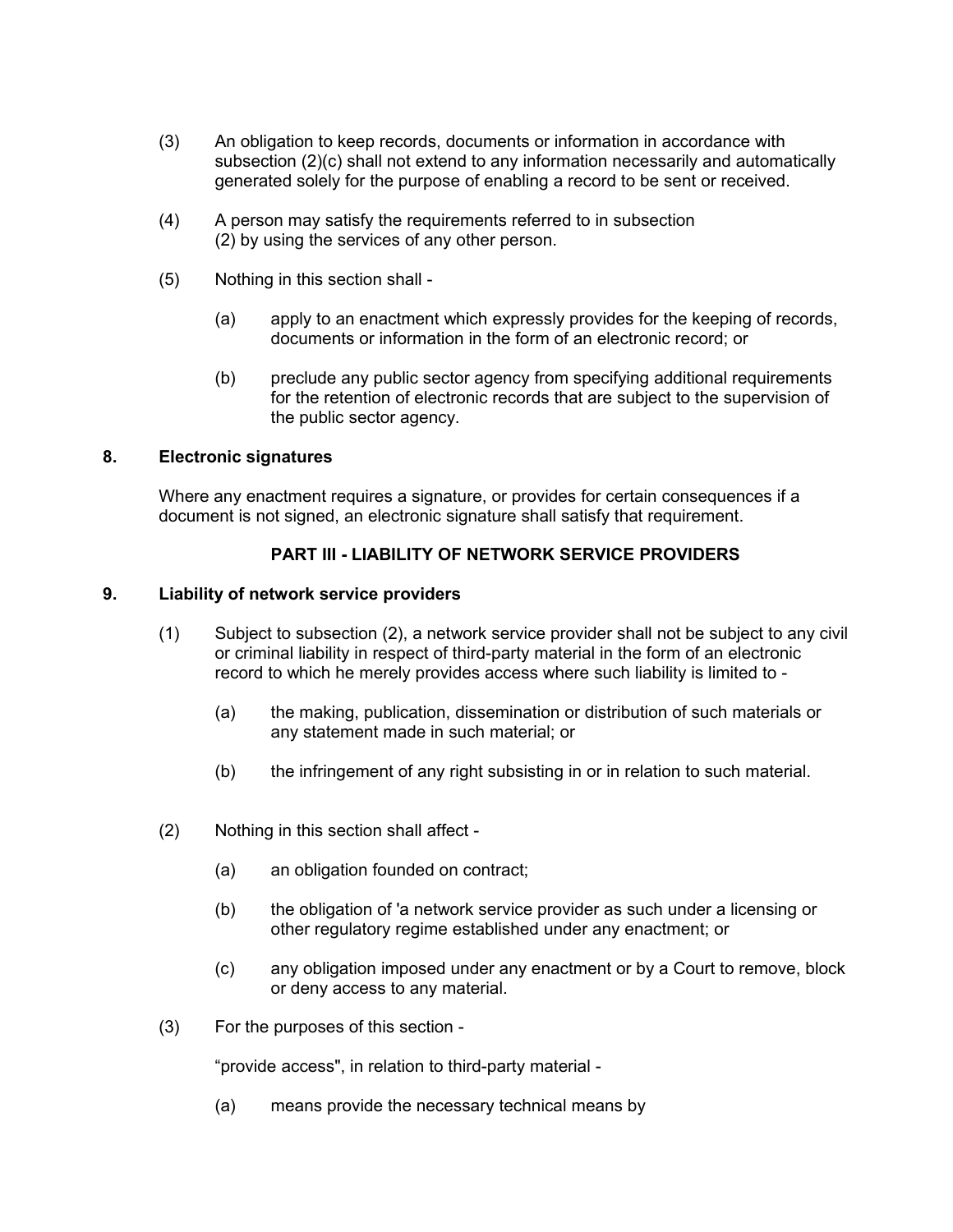(3) An obligation to keep records, documents or information in accordance with subsection (2)(c) shall not extend to any information necessarily and automatically generated solely for the purpose of enabling a record to be sent or received.

(4) A person may satisfy the requirements referred to in subsection (2) by using the services of any other person.

(5) Nothing in this section shall -

(a) apply to an enactment which expressly provides for the keeping of records, documents or information in the form of an electronic record; or

(b) preclude any public sector agency from specifying additional requirements for the retention of electronic records that are subject to the supervision of the public sector agency.

**8. Electronic signatures**

Where any enactment requires a signature, or provides for certain consequences if a document is not signed, an electronic signature shall satisfy that requirement.

## PART III - LIABILITY OF NETWORK SERVICE PROVIDERS

**9. Liability of network service providers**

(1) Subject to subsection (2), a network service provider shall not be subject to any civil or criminal liability in respect of third-party material in the form of an electronic record to which he merely provides access where such liability is limited to -

(a) the making, publication, dissemination or distribution of such materials or any statement made in such material; or

(b) the infringement of any right subsisting in or in relation to such material.

(2) Nothing in this section shall affect -

(a) an obligation founded on contract;

(b) the obligation of 'a network service provider as such under a licensing or other regulatory regime established under any enactment; or

(c) any obligation imposed under any enactment or by a Court to remove, block or deny access to any material.

(3) For the purposes of this section -

“provide access", in relation to third-party material -

(a) means provide the necessary technical means by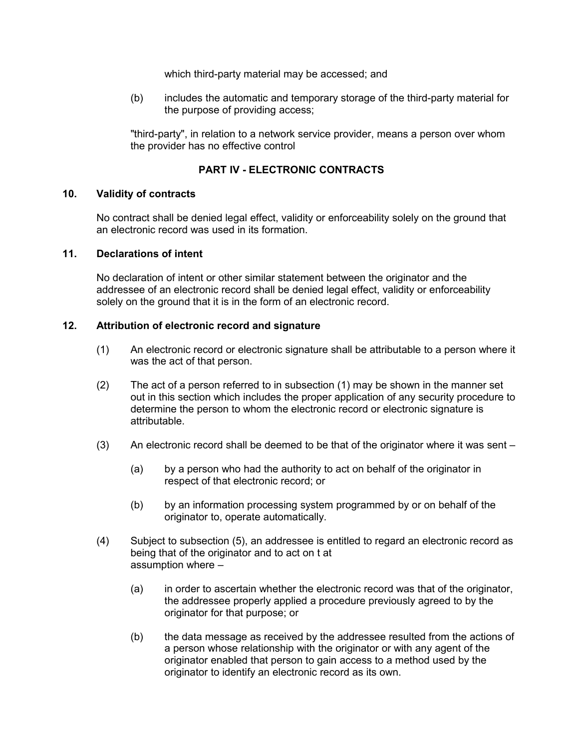which third-party material may be accessed; and

(b) includes the automatic and temporary storage of the third-party material for the purpose of providing access;

"third-party", in relation to a network service provider, means a person over whom the provider has no effective control

## PART IV - ELECTRONIC CONTRACTS

### 10. Validity of contracts

No contract shall be denied legal effect, validity or enforceability solely on the ground that an electronic record was used in its formation.

### 11. Declarations of intent

No declaration of intent or other similar statement between the originator and the addressee of an electronic record shall be denied legal effect, validity or enforceability solely on the ground that it is in the form of an electronic record.

### 12. Attribution of electronic record and signature

(1) An electronic record or electronic signature shall be attributable to a person where it was the act of that person.

(2) The act of a person referred to in subsection (1) may be shown in the manner set out in this section which includes the proper application of any security procedure to determine the person to whom the electronic record or electronic signature is attributable.

(3) An electronic record shall be deemed to be that of the originator where it was sent –

(a) by a person who had the authority to act on behalf of the originator in respect of that electronic record; or

(b) by an information processing system programmed by or on behalf of the originator to, operate automatically.

(4) Subject to subsection (5), an addressee is entitled to regard an electronic record as being that of the originator and to act on t at assumption where –

(a) in order to ascertain whether the electronic record was that of the originator, the addressee properly applied a procedure previously agreed to by the originator for that purpose; or

(b) the data message as received by the addressee resulted from the actions of a person whose relationship with the originator or with any agent of the originator enabled that person to gain access to a method used by the originator to identify an electronic record as its own.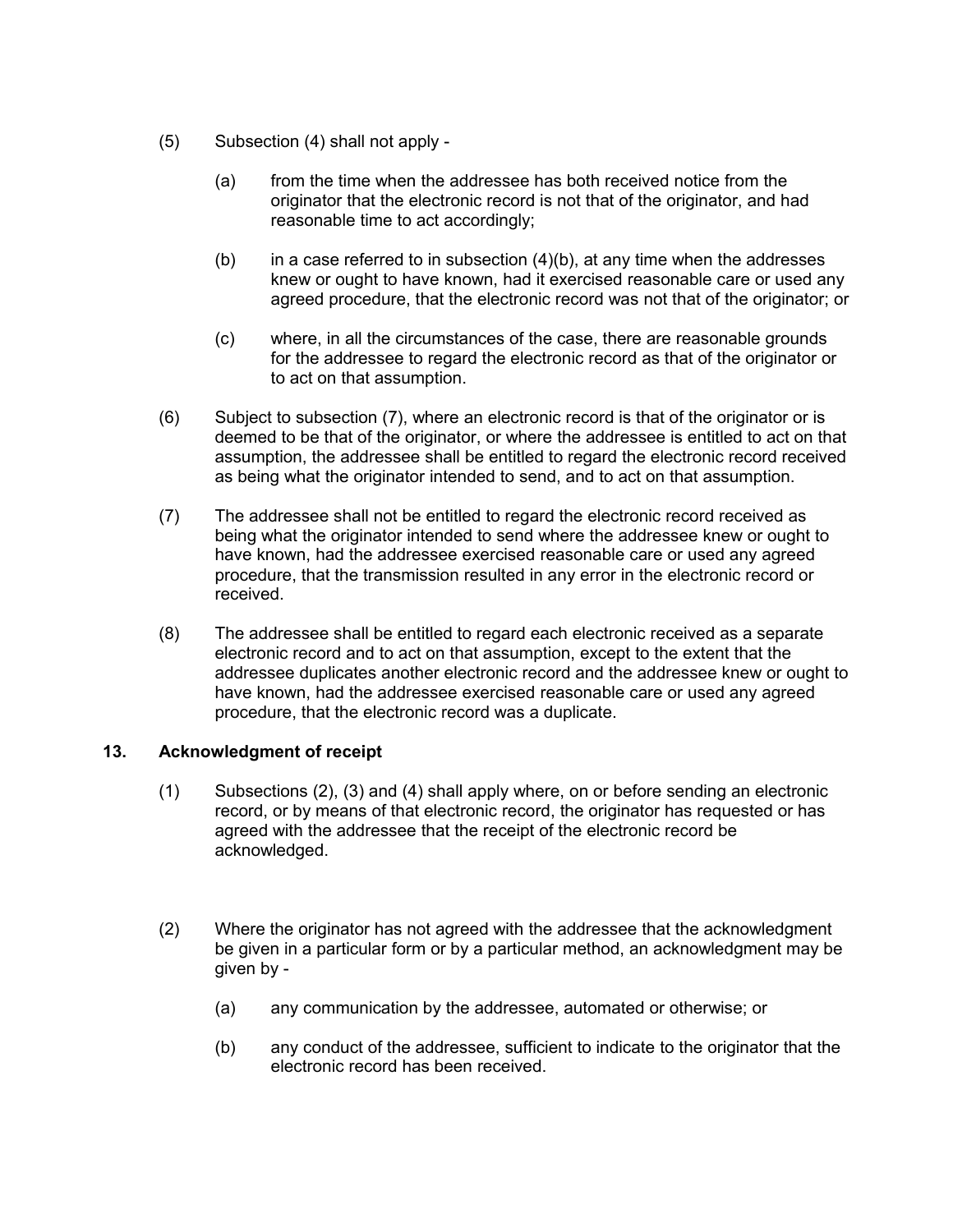(5) Subsection (4) shall not apply -

(a) from the time when the addressee has both received notice from the originator that the electronic record is not that of the originator, and had reasonable time to act accordingly;

(b) in a case referred to in subsection (4)(b), at any time when the addresses knew or ought to have known, had it exercised reasonable care or used any agreed procedure, that the electronic record was not that of the originator; or

(c) where, in all the circumstances of the case, there are reasonable grounds for the addressee to regard the electronic record as that of the originator or to act on that assumption.

(6) Subject to subsection (7), where an electronic record is that of the originator or is deemed to be that of the originator, or where the addressee is entitled to act on that assumption, the addressee shall be entitled to regard the electronic record received as being what the originator intended to send, and to act on that assumption.

(7) The addressee shall not be entitled to regard the electronic record received as being what the originator intended to send where the addressee knew or ought to have known, had the addressee exercised reasonable care or used any agreed procedure, that the transmission resulted in any error in the electronic record or received.

(8) The addressee shall be entitled to regard each electronic received as a separate electronic record and to act on that assumption, except to the extent that the addressee duplicates another electronic record and the addressee knew or ought to have known, had the addressee exercised reasonable care or used any agreed procedure, that the electronic record was a duplicate.

**13. Acknowledgment of receipt**

(1) Subsections (2), (3) and (4) shall apply where, on or before sending an electronic record, or by means of that electronic record, the originator has requested or has agreed with the addressee that the receipt of the electronic record be acknowledged.

(2) Where the originator has not agreed with the addressee that the acknowledgment be given in a particular form or by a particular method, an acknowledgment may be given by -

(a) any communication by the addressee, automated or otherwise; or

(b) any conduct of the addressee, sufficient to indicate to the originator that the electronic record has been received.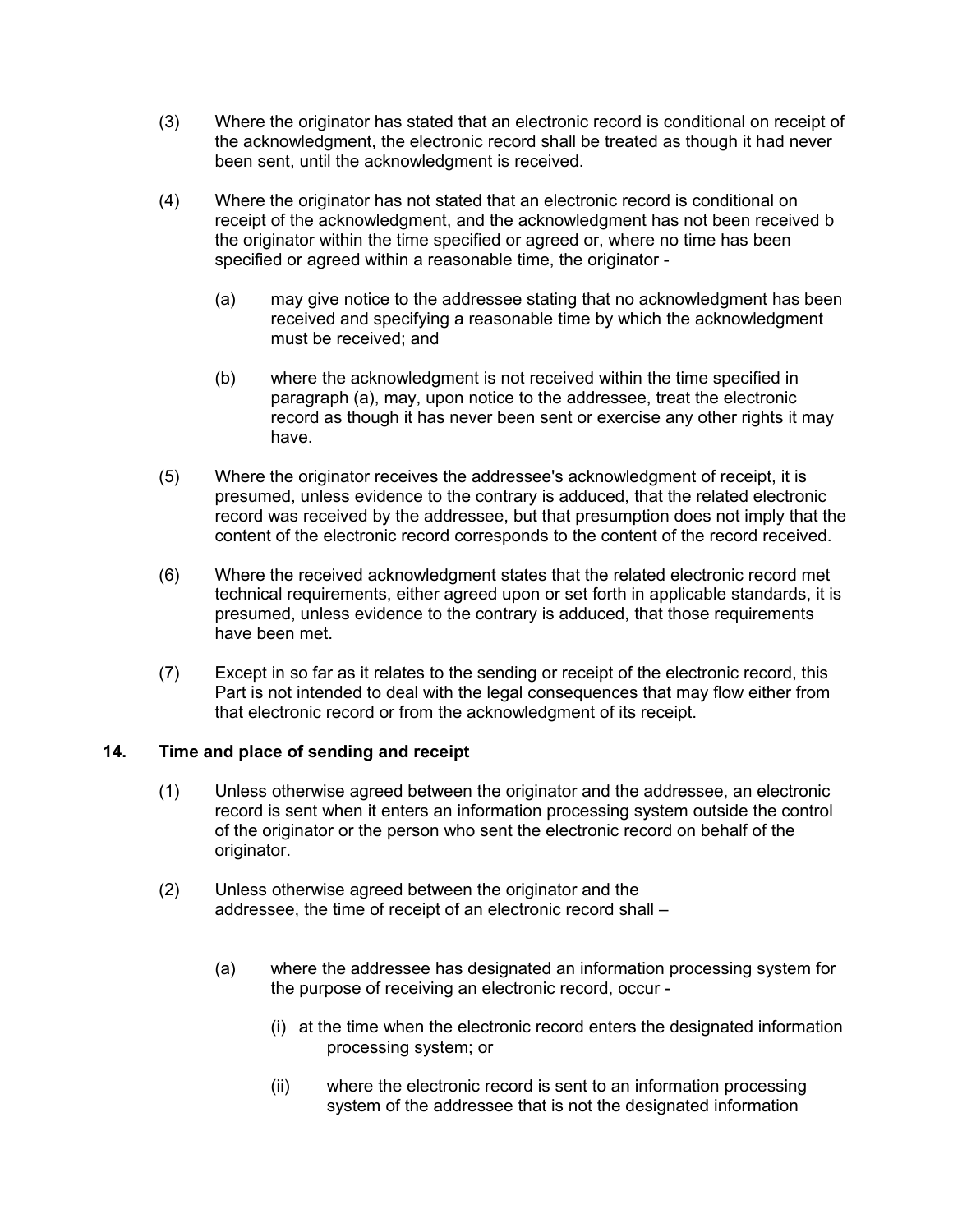(3) Where the originator has stated that an electronic record is conditional on receipt of the acknowledgment, the electronic record shall be treated as though it had never been sent, until the acknowledgment is received.

(4) Where the originator has not stated that an electronic record is conditional on receipt of the acknowledgment, and the acknowledgment has not been received b the originator within the time specified or agreed or, where no time has been specified or agreed within a reasonable time, the originator -

(a) may give notice to the addressee stating that no acknowledgment has been received and specifying a reasonable time by which the acknowledgment must be received; and

(b) where the acknowledgment is not received within the time specified in paragraph (a), may, upon notice to the addressee, treat the electronic record as though it has never been sent or exercise any other rights it may have.

(5) Where the originator receives the addressee's acknowledgment of receipt, it is presumed, unless evidence to the contrary is adduced, that the related electronic record was received by the addressee, but that presumption does not imply that the content of the electronic record corresponds to the content of the record received.

(6) Where the received acknowledgment states that the related electronic record met technical requirements, either agreed upon or set forth in applicable standards, it is presumed, unless evidence to the contrary is adduced, that those requirements have been met.

(7) Except in so far as it relates to the sending or receipt of the electronic record, this Part is not intended to deal with the legal consequences that may flow either from that electronic record or from the acknowledgment of its receipt.

### 14. Time and place of sending and receipt

(1) Unless otherwise agreed between the originator and the addressee, an electronic record is sent when it enters an information processing system outside the control of the originator or the person who sent the electronic record on behalf of the originator.

(2) Unless otherwise agreed between the originator and the addressee, the time of receipt of an electronic record shall –

(a) where the addressee has designated an information processing system for the purpose of receiving an electronic record, occur -

(i) at the time when the electronic record enters the designated information processing system; or

(ii) where the electronic record is sent to an information processing system of the addressee that is not the designated information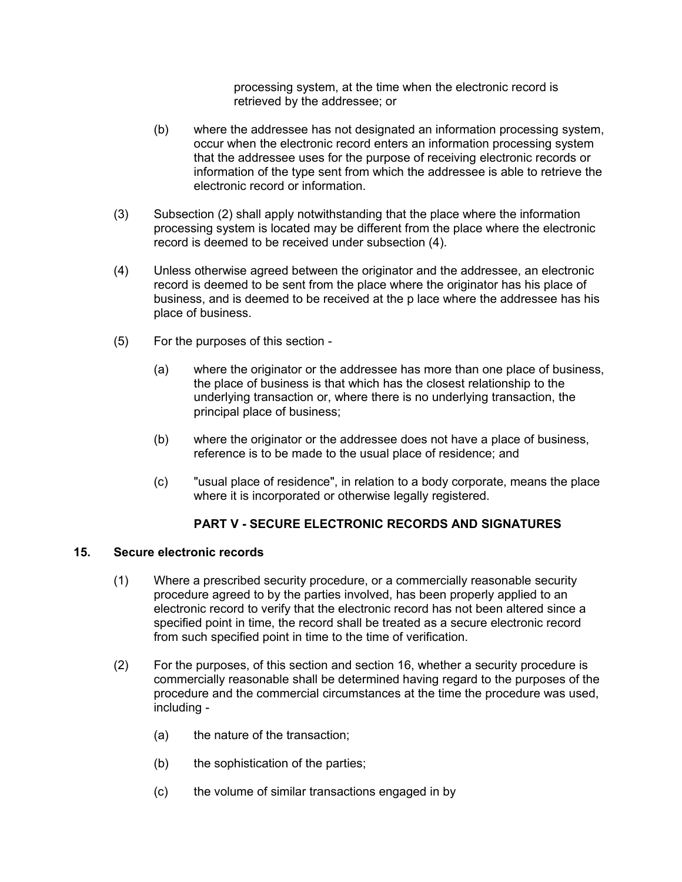processing system, at the time when the electronic record is retrieved by the addressee; or

(b) where the addressee has not designated an information processing system, occur when the electronic record enters an information processing system that the addressee uses for the purpose of receiving electronic records or information of the type sent from which the addressee is able to retrieve the electronic record or information.

(3) Subsection (2) shall apply notwithstanding that the place where the information processing system is located may be different from the place where the electronic record is deemed to be received under subsection (4).

(4) Unless otherwise agreed between the originator and the addressee, an electronic record is deemed to be sent from the place where the originator has his place of business, and is deemed to be received at the p lace where the addressee has his place of business.

(5) For the purposes of this section -

(a) where the originator or the addressee has more than one place of business, the place of business is that which has the closest relationship to the underlying transaction or, where there is no underlying transaction, the principal place of business;

(b) where the originator or the addressee does not have a place of business, reference is to be made to the usual place of residence; and

(c) "usual place of residence", in relation to a body corporate, means the place where it is incorporated or otherwise legally registered.

## PART V - SECURE ELECTRONIC RECORDS AND SIGNATURES

### 15. Secure electronic records

(1) Where a prescribed security procedure, or a commercially reasonable security procedure agreed to by the parties involved, has been properly applied to an electronic record to verify that the electronic record has not been altered since a specified point in time, the record shall be treated as a secure electronic record from such specified point in time to the time of verification.

(2) For the purposes, of this section and section 16, whether a security procedure is commercially reasonable shall be determined having regard to the purposes of the procedure and the commercial circumstances at the time the procedure was used, including -

(a) the nature of the transaction;

(b) the sophistication of the parties;

(c) the volume of similar transactions engaged in by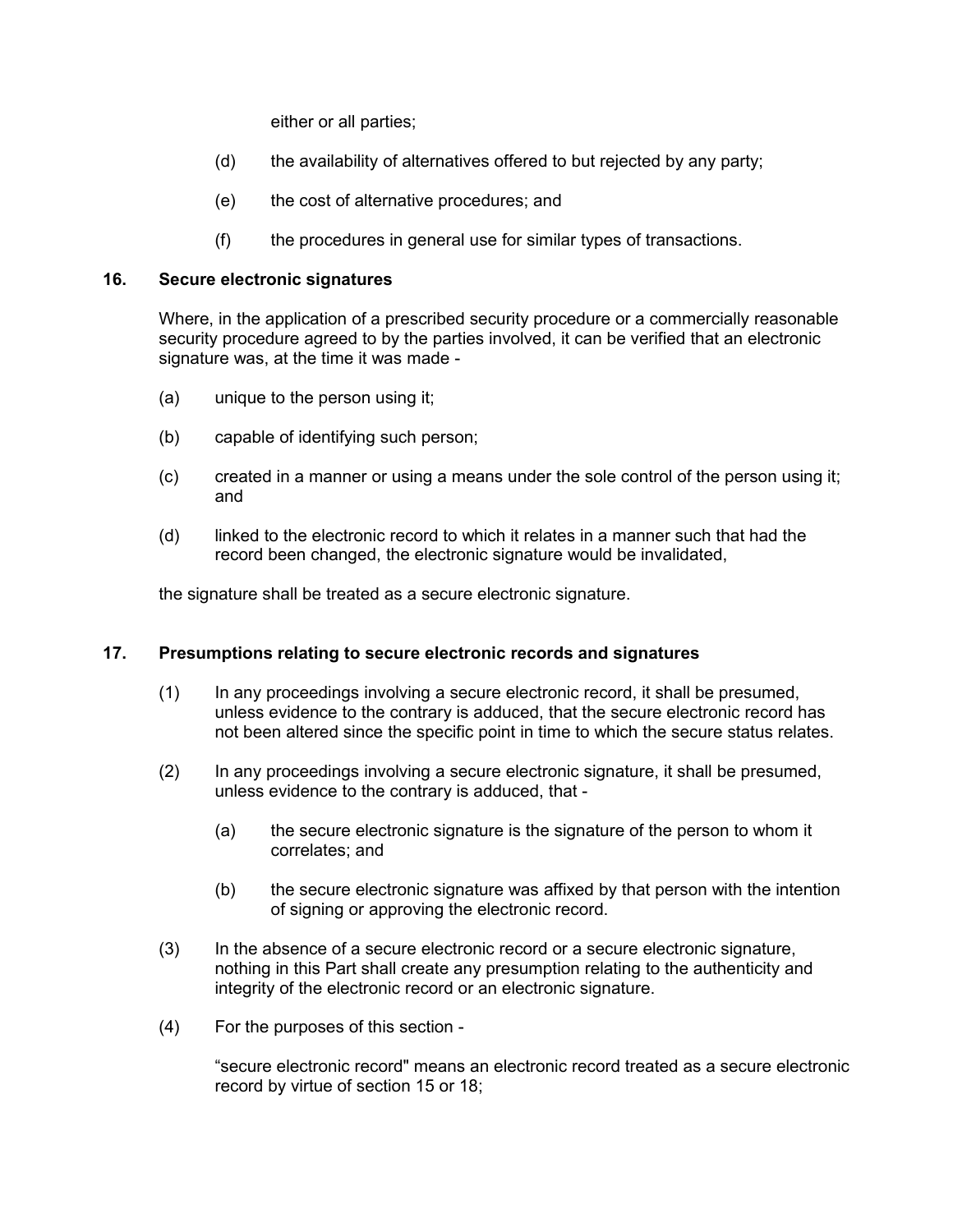either or all parties;

(d) the availability of alternatives offered to but rejected by any party;

(e) the cost of alternative procedures; and

(f) the procedures in general use for similar types of transactions.

### 16. Secure electronic signatures

Where, in the application of a prescribed security procedure or a commercially reasonable security procedure agreed to by the parties involved, it can be verified that an electronic signature was, at the time it was made -

(a) unique to the person using it;

(b) capable of identifying such person;

(c) created in a manner or using a means under the sole control of the person using it; and

(d) linked to the electronic record to which it relates in a manner such that had the record been changed, the electronic signature would be invalidated,

the signature shall be treated as a secure electronic signature.

### 17. Presumptions relating to secure electronic records and signatures

(1) In any proceedings involving a secure electronic record, it shall be presumed, unless evidence to the contrary is adduced, that the secure electronic record has not been altered since the specific point in time to which the secure status relates.

(2) In any proceedings involving a secure electronic signature, it shall be presumed, unless evidence to the contrary is adduced, that -

(a) the secure electronic signature is the signature of the person to whom it correlates; and

(b) the secure electronic signature was affixed by that person with the intention of signing or approving the electronic record.

(3) In the absence of a secure electronic record or a secure electronic signature, nothing in this Part shall create any presumption relating to the authenticity and integrity of the electronic record or an electronic signature.

(4) For the purposes of this section -

"secure electronic record" means an electronic record treated as a secure electronic record by virtue of section 15 or 18;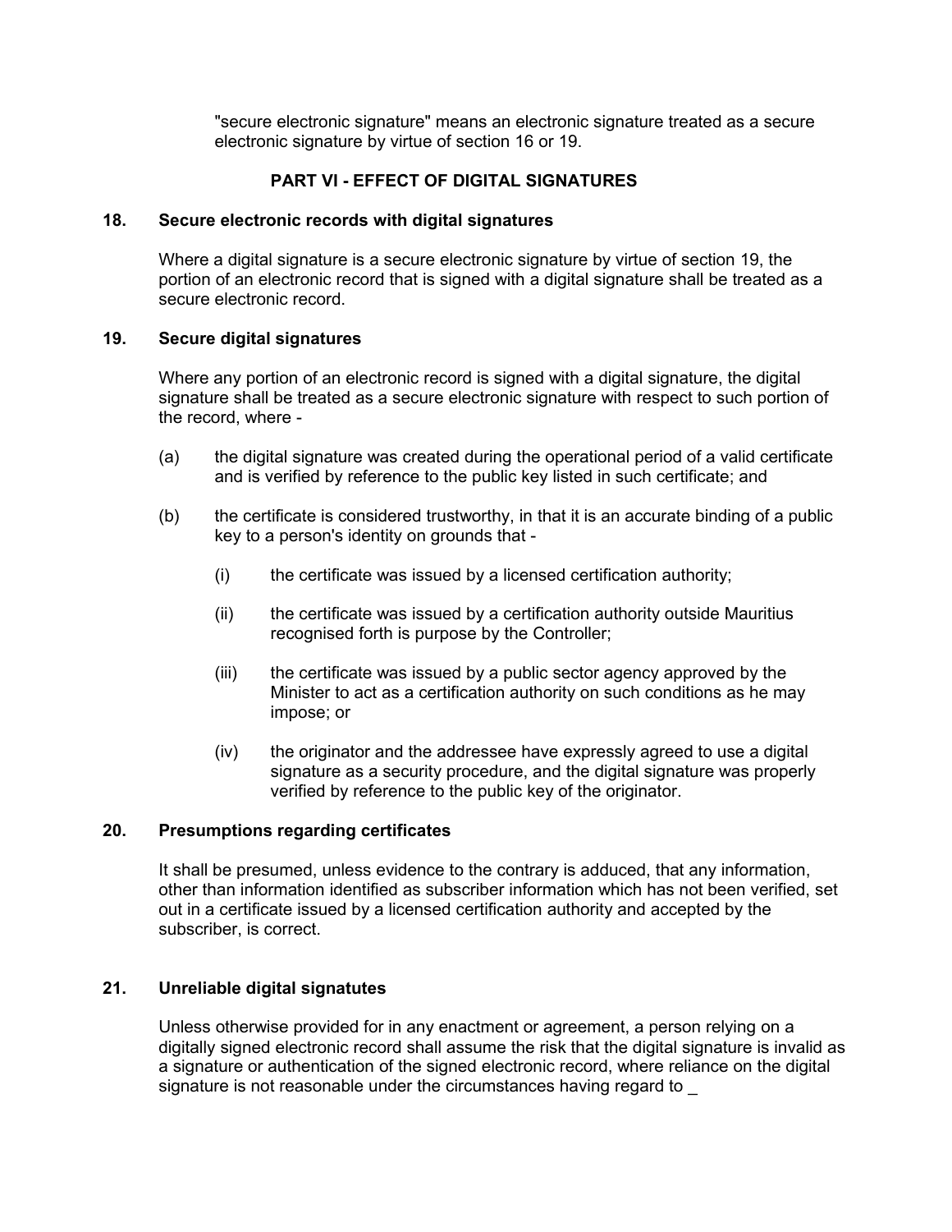"secure electronic signature" means an electronic signature treated as a secure electronic signature by virtue of section 16 or 19.

## PART VI - EFFECT OF DIGITAL SIGNATURES

### 18. Secure electronic records with digital signatures

Where a digital signature is a secure electronic signature by virtue of section 19, the portion of an electronic record that is signed with a digital signature shall be treated as a secure electronic record.

### 19. Secure digital signatures

Where any portion of an electronic record is signed with a digital signature, the digital signature shall be treated as a secure electronic signature with respect to such portion of the record, where -

(a) the digital signature was created during the operational period of a valid certificate and is verified by reference to the public key listed in such certificate; and

(b) the certificate is considered trustworthy, in that it is an accurate binding of a public key to a person's identity on grounds that -

(i) the certificate was issued by a licensed certification authority;

(ii) the certificate was issued by a certification authority outside Mauritius recognised forth is purpose by the Controller;

(iii) the certificate was issued by a public sector agency approved by the Minister to act as a certification authority on such conditions as he may impose; or

(iv) the originator and the addressee have expressly agreed to use a digital signature as a security procedure, and the digital signature was properly verified by reference to the public key of the originator.

### 20. Presumptions regarding certificates

It shall be presumed, unless evidence to the contrary is adduced, that any information, other than information identified as subscriber information which has not been verified, set out in a certificate issued by a licensed certification authority and accepted by the subscriber, is correct.

### 21. Unreliable digital signatutes

Unless otherwise provided for in any enactment or agreement, a person relying on a digitally signed electronic record shall assume the risk that the digital signature is invalid as a signature or authentication of the signed electronic record, where reliance on the digital signature is not reasonable under the circumstances having regard to _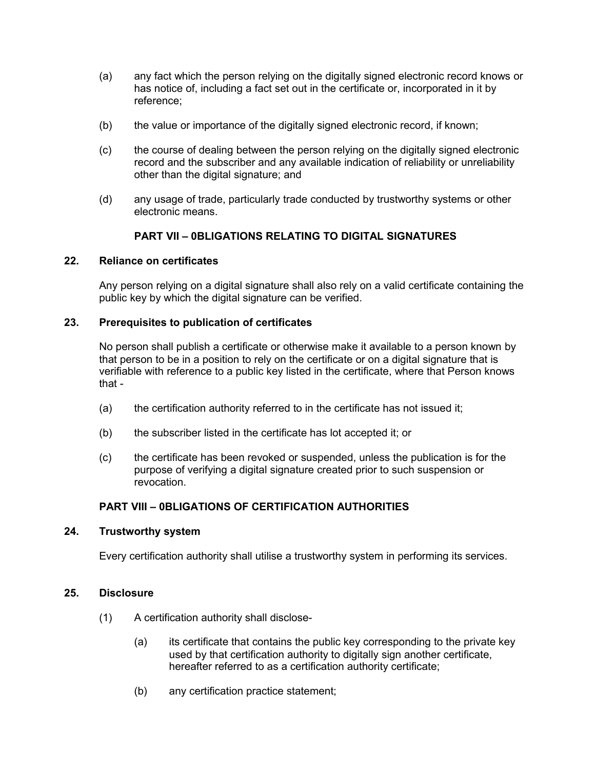(a) any fact which the person relying on the digitally signed electronic record knows or has notice of, including a fact set out in the certificate or, incorporated in it by reference;

(b) the value or importance of the digitally signed electronic record, if known;

(c) the course of dealing between the person relying on the digitally signed electronic record and the subscriber and any available indication of reliability or unreliability other than the digital signature; and

(d) any usage of trade, particularly trade conducted by trustworthy systems or other electronic means.

## PART VII – 0BLIGATIONS RELATING TO DIGITAL SIGNATURES

### 22. Reliance on certificates

Any person relying on a digital signature shall also rely on a valid certificate containing the public key by which the digital signature can be verified.

### 23. Prerequisites to publication of certificates

No person shall publish a certificate or otherwise make it available to a person known by that person to be in a position to rely on the certificate or on a digital signature that is verifiable with reference to a public key listed in the certificate, where that Person knows that -

(a) the certification authority referred to in the certificate has not issued it;

(b) the subscriber listed in the certificate has lot accepted it; or

(c) the certificate has been revoked or suspended, unless the publication is for the purpose of verifying a digital signature created prior to such suspension or revocation.

## PART VIII – 0BLIGATIONS OF CERTIFICATION AUTHORITIES

### 24. Trustworthy system

Every certification authority shall utilise a trustworthy system in performing its services.

### 25. Disclosure

(1) A certification authority shall disclose-

(a) its certificate that contains the public key corresponding to the private key used by that certification authority to digitally sign another certificate, hereafter referred to as a certification authority certificate;

(b) any certification practice statement;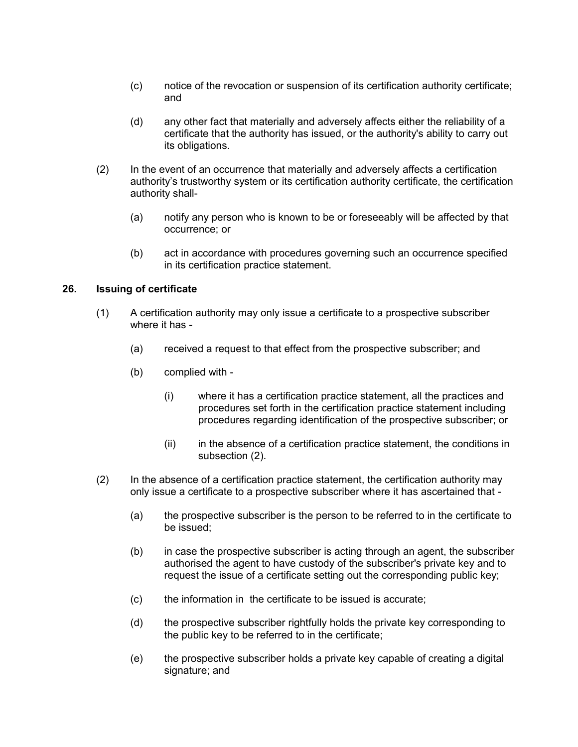(c) notice of the revocation or suspension of its certification authority certificate; and

(d) any other fact that materially and adversely affects either the reliability of a certificate that the authority has issued, or the authority's ability to carry out its obligations.

(2) In the event of an occurrence that materially and adversely affects a certification authority's trustworthy system or its certification authority certificate, the certification authority shall-

(a) notify any person who is known to be or foreseeably will be affected by that occurrence; or

(b) act in accordance with procedures governing such an occurrence specified in its certification practice statement.

## 26. Issuing of certificate

(1) A certification authority may only issue a certificate to a prospective subscriber where it has -

(a) received a request to that effect from the prospective subscriber; and

(b) complied with -

(i) where it has a certification practice statement, all the practices and procedures set forth in the certification practice statement including procedures regarding identification of the prospective subscriber; or

(ii) in the absence of a certification practice statement, the conditions in subsection (2).

(2) In the absence of a certification practice statement, the certification authority may only issue a certificate to a prospective subscriber where it has ascertained that -

(a) the prospective subscriber is the person to be referred to in the certificate to be issued;

(b) in case the prospective subscriber is acting through an agent, the subscriber authorised the agent to have custody of the subscriber's private key and to request the issue of a certificate setting out the corresponding public key;

(c) the information in the certificate to be issued is accurate;

(d) the prospective subscriber rightfully holds the private key corresponding to the public key to be referred to in the certificate;

(e) the prospective subscriber holds a private key capable of creating a digital signature; and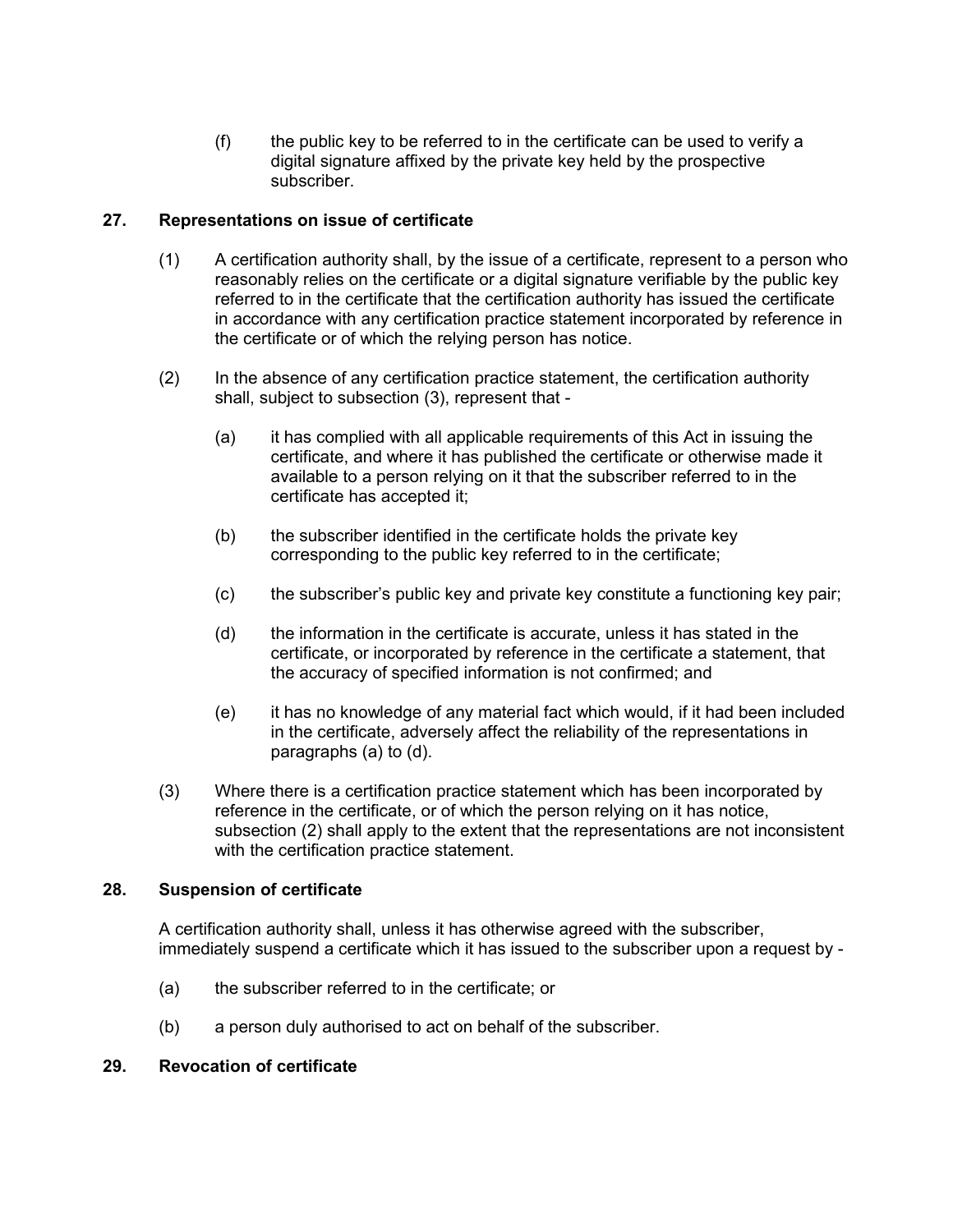(f) the public key to be referred to in the certificate can be used to verify a digital signature affixed by the private key held by the prospective subscriber.

### 27. Representations on issue of certificate

(1) A certification authority shall, by the issue of a certificate, represent to a person who reasonably relies on the certificate or a digital signature verifiable by the public key referred to in the certificate that the certification authority has issued the certificate in accordance with any certification practice statement incorporated by reference in the certificate or of which the relying person has notice.

(2) In the absence of any certification practice statement, the certification authority shall, subject to subsection (3), represent that -

(a) it has complied with all applicable requirements of this Act in issuing the certificate, and where it has published the certificate or otherwise made it available to a person relying on it that the subscriber referred to in the certificate has accepted it;

(b) the subscriber identified in the certificate holds the private key corresponding to the public key referred to in the certificate;

(c) the subscriber's public key and private key constitute a functioning key pair;

(d) the information in the certificate is accurate, unless it has stated in the certificate, or incorporated by reference in the certificate a statement, that the accuracy of specified information is not confirmed; and

(e) it has no knowledge of any material fact which would, if it had been included in the certificate, adversely affect the reliability of the representations in paragraphs (a) to (d).

(3) Where there is a certification practice statement which has been incorporated by reference in the certificate, or of which the person relying on it has notice, subsection (2) shall apply to the extent that the representations are not inconsistent with the certification practice statement.

### 28. Suspension of certificate

A certification authority shall, unless it has otherwise agreed with the subscriber, immediately suspend a certificate which it has issued to the subscriber upon a request by -

(a) the subscriber referred to in the certificate; or

(b) a person duly authorised to act on behalf of the subscriber.

### 29. Revocation of certificate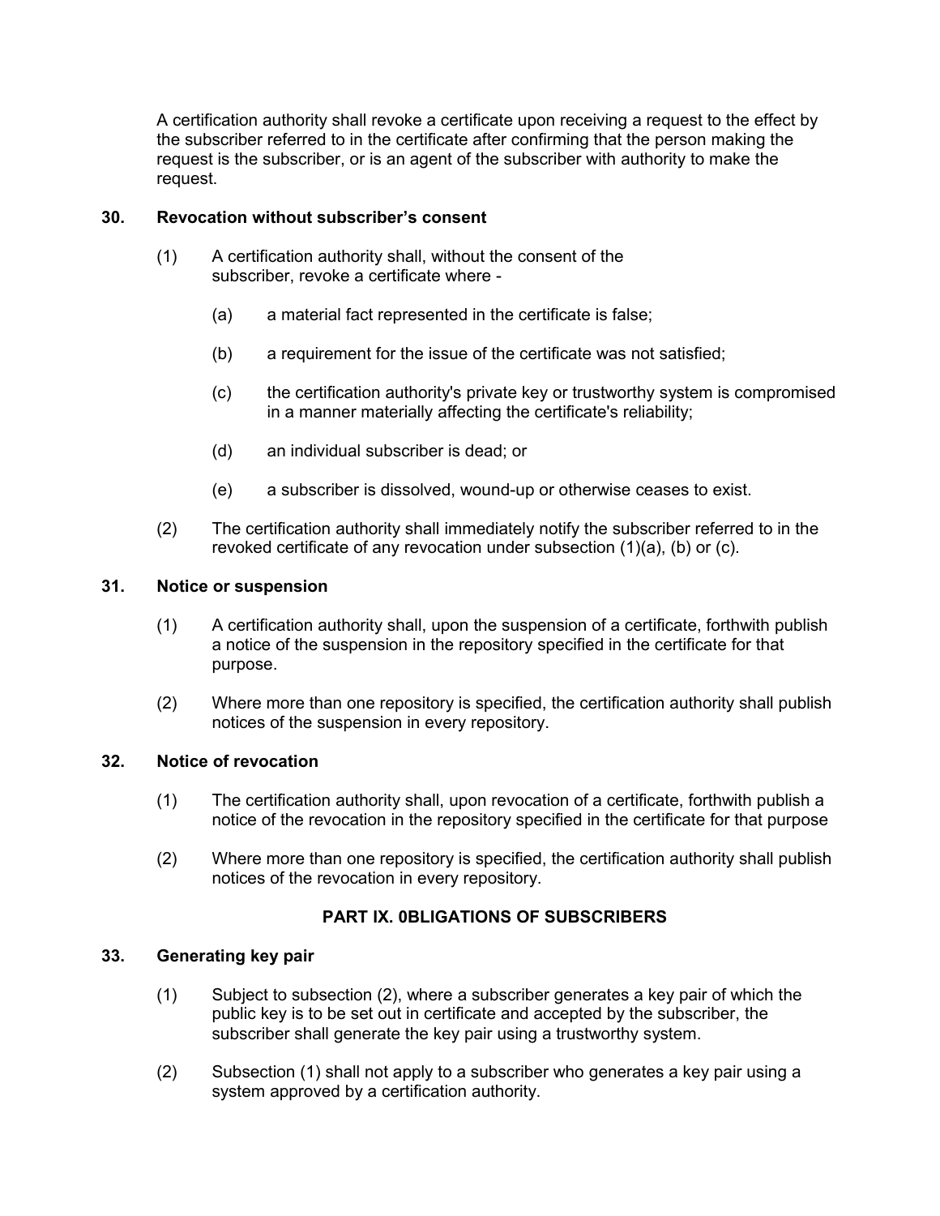A certification authority shall revoke a certificate upon receiving a request to the effect by the subscriber referred to in the certificate after confirming that the person making the request is the subscriber, or is an agent of the subscriber with authority to make the request.

### 30. Revocation without subscriber's consent

(1) A certification authority shall, without the consent of the subscriber, revoke a certificate where -

(a) a material fact represented in the certificate is false;

(b) a requirement for the issue of the certificate was not satisfied;

(c) the certification authority's private key or trustworthy system is compromised in a manner materially affecting the certificate's reliability;

(d) an individual subscriber is dead; or

(e) a subscriber is dissolved, wound-up or otherwise ceases to exist.

(2) The certification authority shall immediately notify the subscriber referred to in the revoked certificate of any revocation under subsection (1)(a), (b) or (c).

### 31. Notice or suspension

(1) A certification authority shall, upon the suspension of a certificate, forthwith publish a notice of the suspension in the repository specified in the certificate for that purpose.

(2) Where more than one repository is specified, the certification authority shall publish notices of the suspension in every repository.

### 32. Notice of revocation

(1) The certification authority shall, upon revocation of a certificate, forthwith publish a notice of the revocation in the repository specified in the certificate for that purpose

(2) Where more than one repository is specified, the certification authority shall publish notices of the revocation in every repository.

## PART IX. 0BLIGATIONS OF SUBSCRIBERS

### 33. Generating key pair

(1) Subject to subsection (2), where a subscriber generates a key pair of which the public key is to be set out in certificate and accepted by the subscriber, the subscriber shall generate the key pair using a trustworthy system.

(2) Subsection (1) shall not apply to a subscriber who generates a key pair using a system approved by a certification authority.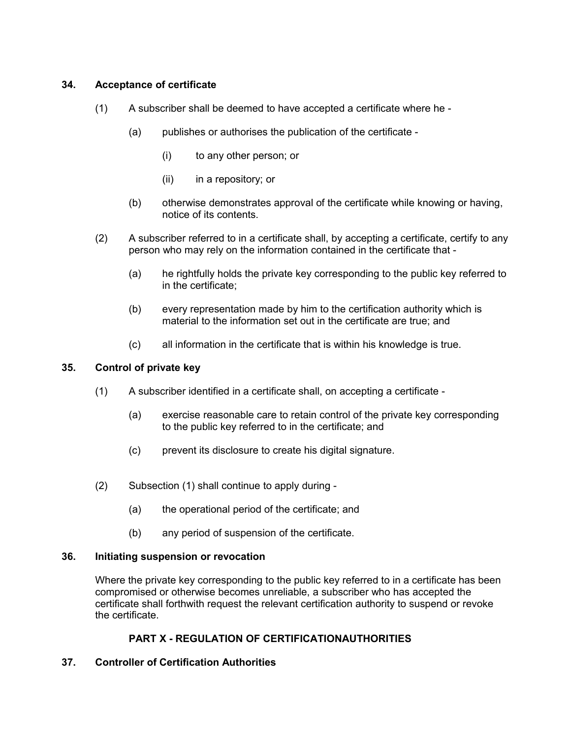**34. Acceptance of certificate**

(1) A subscriber shall be deemed to have accepted a certificate where he -

(a) publishes or authorises the publication of the certificate -

(i) to any other person; or

(ii) in a repository; or

(b) otherwise demonstrates approval of the certificate while knowing or having, notice of its contents.

(2) A subscriber referred to in a certificate shall, by accepting a certificate, certify to any person who may rely on the information contained in the certificate that -

(a) he rightfully holds the private key corresponding to the public key referred to in the certificate;

(b) every representation made by him to the certification authority which is material to the information set out in the certificate are true; and

(c) all information in the certificate that is within his knowledge is true.

**35. Control of private key**

(1) A subscriber identified in a certificate shall, on accepting a certificate -

(a) exercise reasonable care to retain control of the private key corresponding to the public key referred to in the certificate; and

(c) prevent its disclosure to create his digital signature.

(2) Subsection (1) shall continue to apply during -

(a) the operational period of the certificate; and

(b) any period of suspension of the certificate.

**36. Initiating suspension or revocation**

Where the private key corresponding to the public key referred to in a certificate has been compromised or otherwise becomes unreliable, a subscriber who has accepted the certificate shall forthwith request the relevant certification authority to suspend or revoke the certificate.

## PART X - REGULATION OF CERTIFICATIONAUTHORITIES

**37. Controller of Certification Authorities**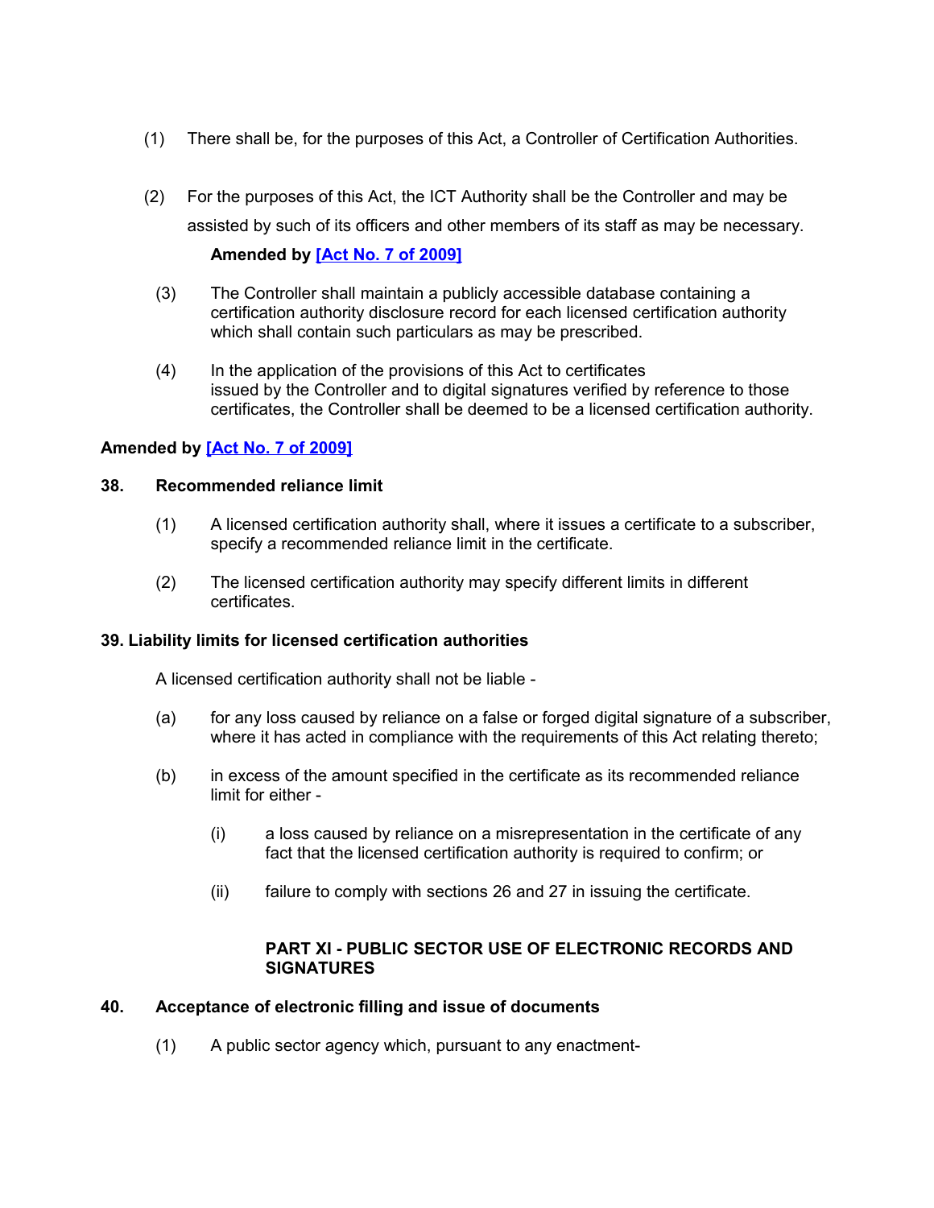(1) There shall be, for the purposes of this Act, a Controller of Certification Authorities.

(2) For the purposes of this Act, the ICT Authority shall be the Controller and may be assisted by such of its officers and other members of its staff as may be necessary.

**Amended by [Act No. 7 of 2009]**

(3) The Controller shall maintain a publicly accessible database containing a certification authority disclosure record for each licensed certification authority which shall contain such particulars as may be prescribed.

(4) In the application of the provisions of this Act to certificates issued by the Controller and to digital signatures verified by reference to those certificates, the Controller shall be deemed to be a licensed certification authority.

**Amended by [Act No. 7 of 2009]**

### 38. Recommended reliance limit

(1) A licensed certification authority shall, where it issues a certificate to a subscriber, specify a recommended reliance limit in the certificate.

(2) The licensed certification authority may specify different limits in different certificates.

### 39. Liability limits for licensed certification authorities

A licensed certification authority shall not be liable -

(a) for any loss caused by reliance on a false or forged digital signature of a subscriber, where it has acted in compliance with the requirements of this Act relating thereto;

(b) in excess of the amount specified in the certificate as its recommended reliance limit for either -

(i) a loss caused by reliance on a misrepresentation in the certificate of any fact that the licensed certification authority is required to confirm; or

(ii) failure to comply with sections 26 and 27 in issuing the certificate.

## PART XI - PUBLIC SECTOR USE OF ELECTRONIC RECORDS AND SIGNATURES

### 40. Acceptance of electronic filling and issue of documents

(1) A public sector agency which, pursuant to any enactment-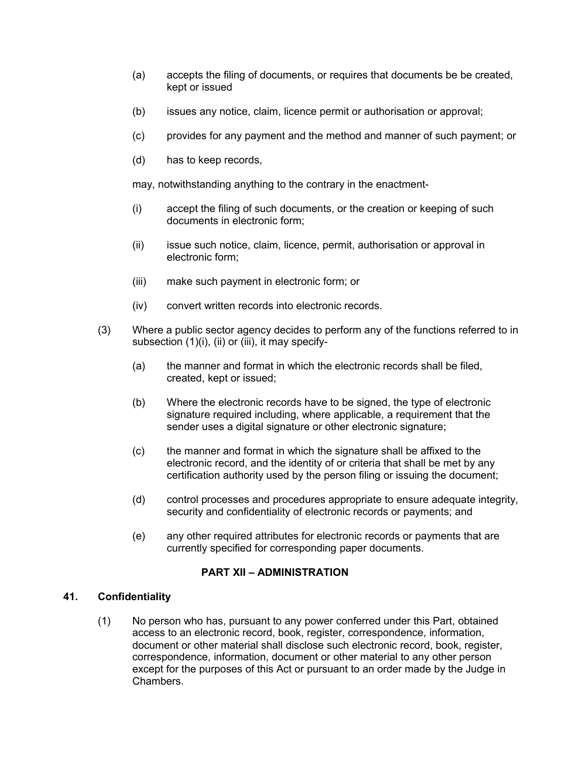(a) accepts the filing of documents, or requires that documents be be created, kept or issued

(b) issues any notice, claim, licence permit or authorisation or approval;

(c) provides for any payment and the method and manner of such payment; or

(d) has to keep records,

may, notwithstanding anything to the contrary in the enactment-

(i) accept the filing of such documents, or the creation or keeping of such documents in electronic form;

(ii) issue such notice, claim, licence, permit, authorisation or approval in electronic form;

(iii) make such payment in electronic form; or

(iv) convert written records into electronic records.

(3) Where a public sector agency decides to perform any of the functions referred to in subsection (1)(i), (ii) or (iii), it may specify-

(a) the manner and format in which the electronic records shall be filed, created, kept or issued;

(b) Where the electronic records have to be signed, the type of electronic signature required including, where applicable, a requirement that the sender uses a digital signature or other electronic signature;

(c) the manner and format in which the signature shall be affixed to the electronic record, and the identity of or criteria that shall be met by any certification authority used by the person filing or issuing the document;

(d) control processes and procedures appropriate to ensure adequate integrity, security and confidentiality of electronic records or payments; and

(e) any other required attributes for electronic records or payments that are currently specified for corresponding paper documents.

## PART XII – ADMINISTRATION

### 41. Confidentiality

(1) No person who has, pursuant to any power conferred under this Part, obtained access to an electronic record, book, register, correspondence, information, document or other material shall disclose such electronic record, book, register, correspondence, information, document or other material to any other person except for the purposes of this Act or pursuant to an order made by the Judge in Chambers.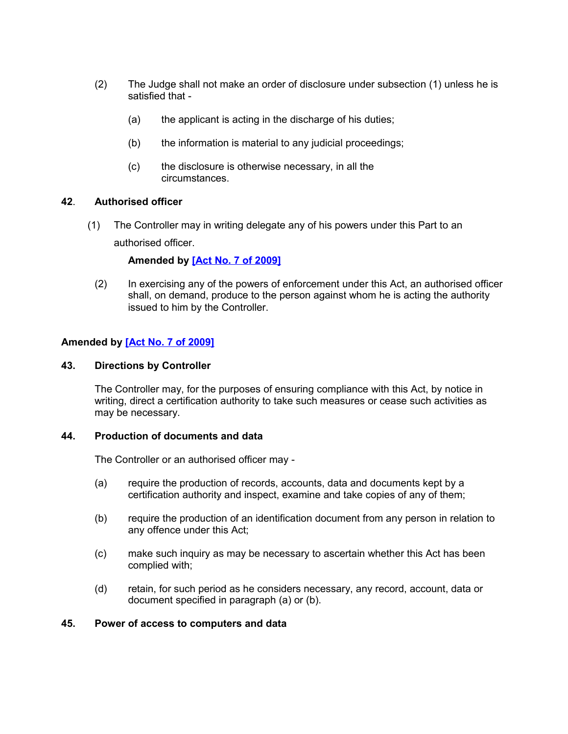(2) The Judge shall not make an order of disclosure under subsection (1) unless he is satisfied that -

(a) the applicant is acting in the discharge of his duties;

(b) the information is material to any judicial proceedings;

(c) the disclosure is otherwise necessary, in all the circumstances.

**42. Authorised officer**

(1) The Controller may in writing delegate any of his powers under this Part to an authorised officer.

**Amended by [Act No. 7 of 2009]**

(2) In exercising any of the powers of enforcement under this Act, an authorised officer shall, on demand, produce to the person against whom he is acting the authority issued to him by the Controller.

**Amended by [Act No. 7 of 2009]**

**43. Directions by Controller**

The Controller may, for the purposes of ensuring compliance with this Act, by notice in writing, direct a certification authority to take such measures or cease such activities as may be necessary.

**44. Production of documents and data**

The Controller or an authorised officer may -

(a) require the production of records, accounts, data and documents kept by a certification authority and inspect, examine and take copies of any of them;

(b) require the production of an identification document from any person in relation to any offence under this Act;

(c) make such inquiry as may be necessary to ascertain whether this Act has been complied with;

(d) retain, for such period as he considers necessary, any record, account, data or document specified in paragraph (a) or (b).

**45. Power of access to computers and data**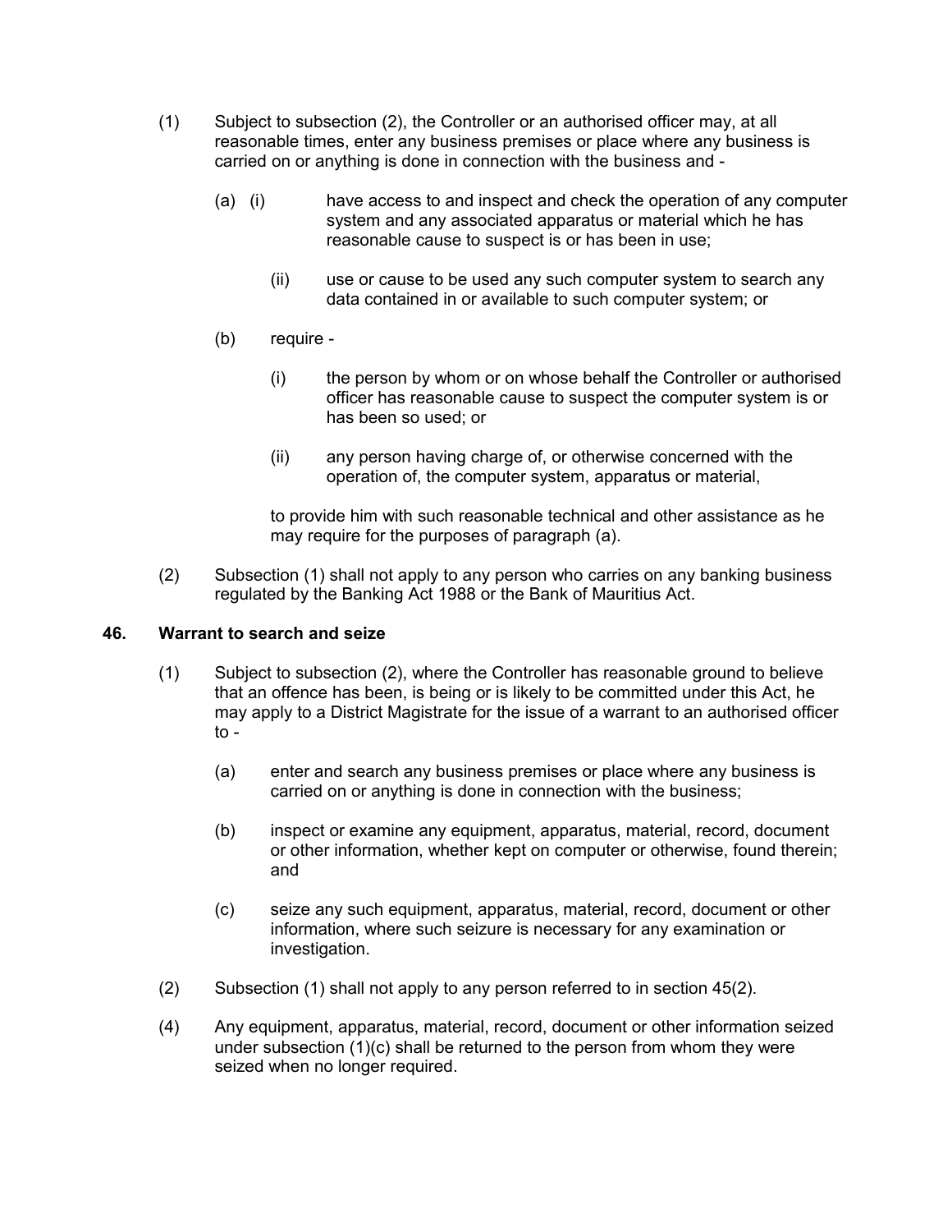(1) Subject to subsection (2), the Controller or an authorised officer may, at all reasonable times, enter any business premises or place where any business is carried on or anything is done in connection with the business and -

(a) (i) have access to and inspect and check the operation of any computer system and any associated apparatus or material which he has reasonable cause to suspect is or has been in use;

(ii) use or cause to be used any such computer system to search any data contained in or available to such computer system; or

(b) require -

(i) the person by whom or on whose behalf the Controller or authorised officer has reasonable cause to suspect the computer system is or has been so used; or

(ii) any person having charge of, or otherwise concerned with the operation of, the computer system, apparatus or material,

to provide him with such reasonable technical and other assistance as he may require for the purposes of paragraph (a).

(2) Subsection (1) shall not apply to any person who carries on any banking business regulated by the Banking Act 1988 or the Bank of Mauritius Act.

### 46. Warrant to search and seize

(1) Subject to subsection (2), where the Controller has reasonable ground to believe that an offence has been, is being or is likely to be committed under this Act, he may apply to a District Magistrate for the issue of a warrant to an authorised officer to -

(a) enter and search any business premises or place where any business is carried on or anything is done in connection with the business;

(b) inspect or examine any equipment, apparatus, material, record, document or other information, whether kept on computer or otherwise, found therein; and

(c) seize any such equipment, apparatus, material, record, document or other information, where such seizure is necessary for any examination or investigation.

(2) Subsection (1) shall not apply to any person referred to in section 45(2).

(4) Any equipment, apparatus, material, record, document or other information seized under subsection (1)(c) shall be returned to the person from whom they were seized when no longer required.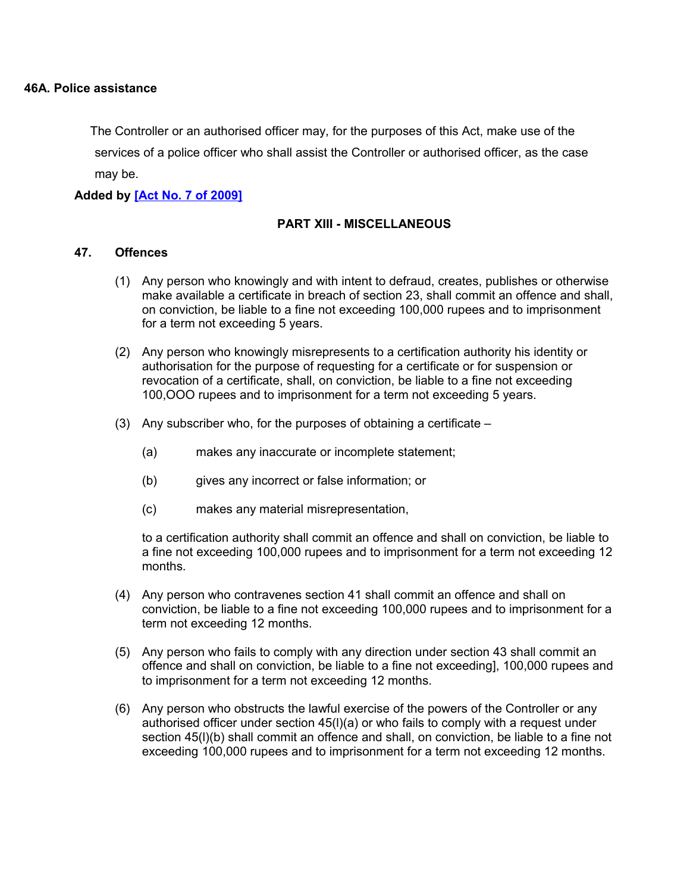**46A. Police assistance**

The Controller or an authorised officer may, for the purposes of this Act, make use of the services of a police officer who shall assist the Controller or authorised officer, as the case may be.

**Added by [Act No. 7 of 2009]**

## PART XIII - MISCELLANEOUS

### 47. Offences

(1) Any person who knowingly and with intent to defraud, creates, publishes or otherwise make available a certificate in breach of section 23, shall commit an offence and shall, on conviction, be liable to a fine not exceeding 100,000 rupees and to imprisonment for a term not exceeding 5 years.

(2) Any person who knowingly misrepresents to a certification authority his identity or authorisation for the purpose of requesting for a certificate or for suspension or revocation of a certificate, shall, on conviction, be liable to a fine not exceeding 100,OOO rupees and to imprisonment for a term not exceeding 5 years.

(3) Any subscriber who, for the purposes of obtaining a certificate –

(a) makes any inaccurate or incomplete statement;

(b) gives any incorrect or false information; or

(c) makes any material misrepresentation,

to a certification authority shall commit an offence and shall on conviction, be liable to a fine not exceeding 100,000 rupees and to imprisonment for a term not exceeding 12 months.

(4) Any person who contravenes section 41 shall commit an offence and shall on conviction, be liable to a fine not exceeding 100,000 rupees and to imprisonment for a term not exceeding 12 months.

(5) Any person who fails to comply with any direction under section 43 shall commit an offence and shall on conviction, be liable to a fine not exceeding], 100,000 rupees and to imprisonment for a term not exceeding 12 months.

(6) Any person who obstructs the lawful exercise of the powers of the Controller or any authorised officer under section 45(l)(a) or who fails to comply with a request under section 45(l)(b) shall commit an offence and shall, on conviction, be liable to a fine not exceeding 100,000 rupees and to imprisonment for a term not exceeding 12 months.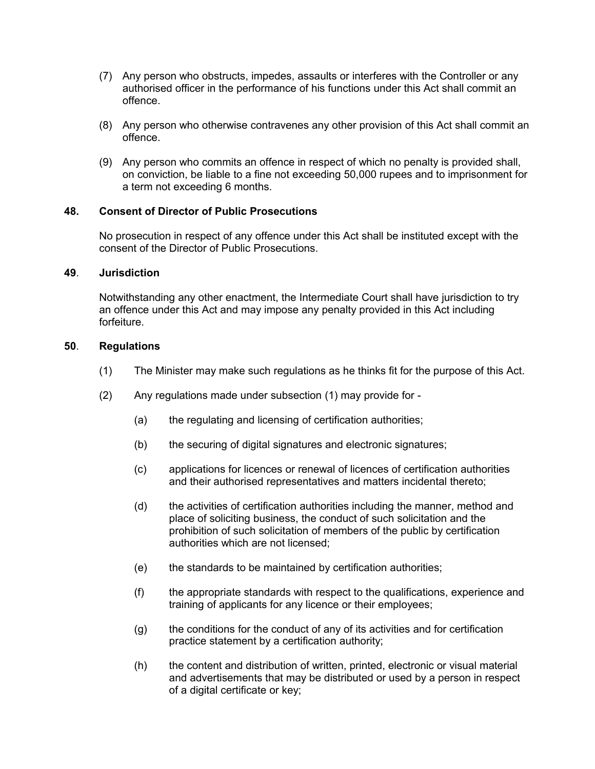(7) Any person who obstructs, impedes, assaults or interferes with the Controller or any authorised officer in the performance of his functions under this Act shall commit an offence.

(8) Any person who otherwise contravenes any other provision of this Act shall commit an offence.

(9) Any person who commits an offence in respect of which no penalty is provided shall, on conviction, be liable to a fine not exceeding 50,000 rupees and to imprisonment for a term not exceeding 6 months.

### 48. Consent of Director of Public Prosecutions

No prosecution in respect of any offence under this Act shall be instituted except with the consent of the Director of Public Prosecutions.

### 49. Jurisdiction

Notwithstanding any other enactment, the Intermediate Court shall have jurisdiction to try an offence under this Act and may impose any penalty provided in this Act including forfeiture.

### 50. Regulations

(1) The Minister may make such regulations as he thinks fit for the purpose of this Act.

(2) Any regulations made under subsection (1) may provide for -

(a) the regulating and licensing of certification authorities;

(b) the securing of digital signatures and electronic signatures;

(c) applications for licences or renewal of licences of certification authorities and their authorised representatives and matters incidental thereto;

(d) the activities of certification authorities including the manner, method and place of soliciting business, the conduct of such solicitation and the prohibition of such solicitation of members of the public by certification authorities which are not licensed;

(e) the standards to be maintained by certification authorities;

(f) the appropriate standards with respect to the qualifications, experience and training of applicants for any licence or their employees;

(g) the conditions for the conduct of any of its activities and for certification practice statement by a certification authority;

(h) the content and distribution of written, printed, electronic or visual material and advertisements that may be distributed or used by a person in respect of a digital certificate or key;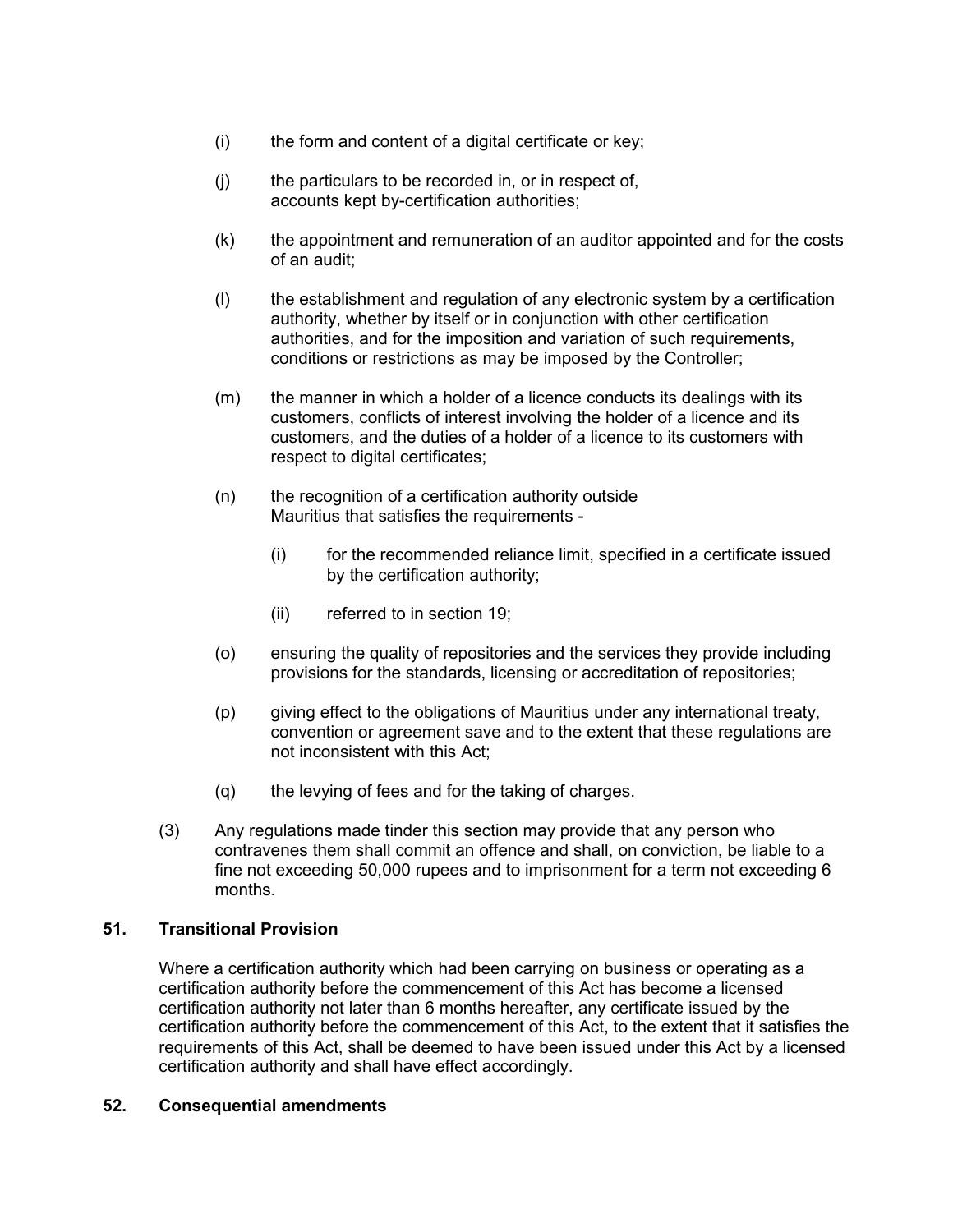(i) the form and content of a digital certificate or key;

(j) the particulars to be recorded in, or in respect of, accounts kept by-certification authorities;

(k) the appointment and remuneration of an auditor appointed and for the costs of an audit;

(l) the establishment and regulation of any electronic system by a certification authority, whether by itself or in conjunction with other certification authorities, and for the imposition and variation of such requirements, conditions or restrictions as may be imposed by the Controller;

(m) the manner in which a holder of a licence conducts its dealings with its customers, conflicts of interest involving the holder of a licence and its customers, and the duties of a holder of a licence to its customers with respect to digital certificates;

(n) the recognition of a certification authority outside Mauritius that satisfies the requirements -

  (i) for the recommended reliance limit, specified in a certificate issued by the certification authority;

  (ii) referred to in section 19;

(o) ensuring the quality of repositories and the services they provide including provisions for the standards, licensing or accreditation of repositories;

(p) giving effect to the obligations of Mauritius under any international treaty, convention or agreement save and to the extent that these regulations are not inconsistent with this Act;

(q) the levying of fees and for the taking of charges.

(3) Any regulations made tinder this section may provide that any person who contravenes them shall commit an offence and shall, on conviction, be liable to a fine not exceeding 50,000 rupees and to imprisonment for a term not exceeding 6 months.

**51. Transitional Provision**

Where a certification authority which had been carrying on business or operating as a certification authority before the commencement of this Act has become a licensed certification authority not later than 6 months hereafter, any certificate issued by the certification authority before the commencement of this Act, to the extent that it satisfies the requirements of this Act, shall be deemed to have been issued under this Act by a licensed certification authority and shall have effect accordingly.

**52. Consequential amendments**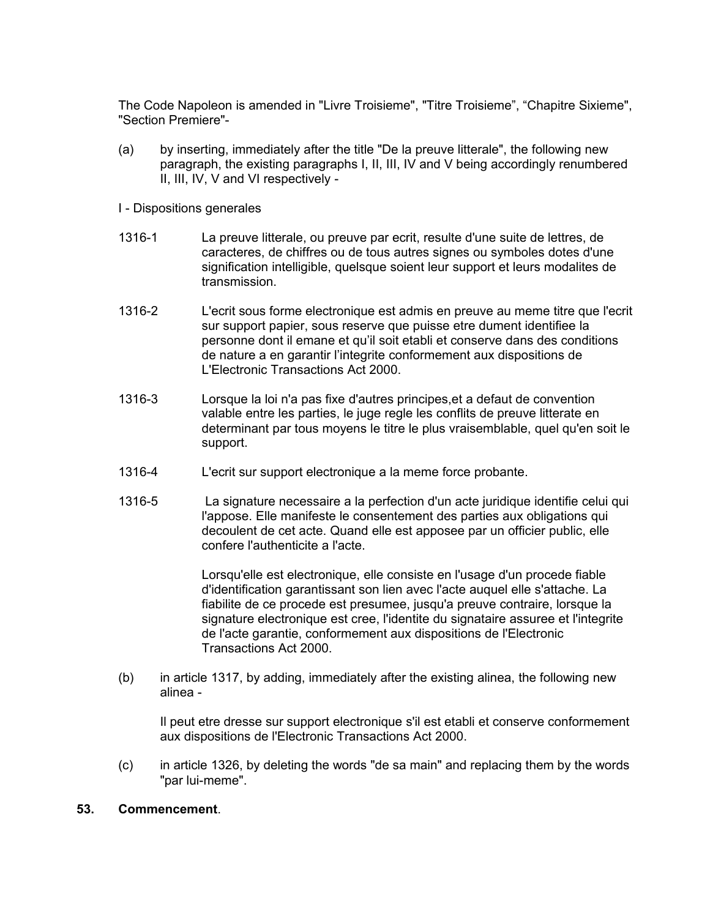The Code Napoleon is amended in "Livre Troisieme", "Titre Troisieme", "Chapitre Sixieme", "Section Premiere"-

(a) by inserting, immediately after the title "De la preuve litterale", the following new paragraph, the existing paragraphs I, II, III, IV and V being accordingly renumbered II, III, IV, V and VI respectively -

I - Dispositions generales

1316-1 La preuve litterale, ou preuve par ecrit, resulte d'une suite de lettres, de caracteres, de chiffres ou de tous autres signes ou symboles dotes d'une signification intelligible, quelsque soient leur support et leurs modalites de transmission.

1316-2 L'ecrit sous forme electronique est admis en preuve au meme titre que l'ecrit sur support papier, sous reserve que puisse etre dument identifiee la personne dont il emane et qu'il soit etabli et conserve dans des conditions de nature a en garantir l'integrite conformement aux dispositions de L'Electronic Transactions Act 2000.

1316-3 Lorsque la loi n'a pas fixe d'autres principes,et a defaut de convention valable entre les parties, le juge regle les conflits de preuve litterate en determinant par tous moyens le titre le plus vraisemblable, quel qu'en soit le support.

1316-4 L'ecrit sur support electronique a la meme force probante.

1316-5 La signature necessaire a la perfection d'un acte juridique identifie celui qui l'appose. Elle manifeste le consentement des parties aux obligations qui decoulent de cet acte. Quand elle est apposee par un officier public, elle confere l'authenticite a l'acte.

Lorsqu'elle est electronique, elle consiste en l'usage d'un procede fiable d'identification garantissant son lien avec l'acte auquel elle s'attache. La fiabilite de ce procede est presumee, jusqu'a preuve contraire, lorsque la signature electronique est cree, l'identite du signataire assuree et l'integrite de l'acte garantie, conformement aux dispositions de l'Electronic Transactions Act 2000.

(b) in article 1317, by adding, immediately after the existing alinea, the following new alinea -

Il peut etre dresse sur support electronique s'il est etabli et conserve conformement aux dispositions de l'Electronic Transactions Act 2000.

(c) in article 1326, by deleting the words "de sa main" and replacing them by the words "par lui-meme".

**53. Commencement**.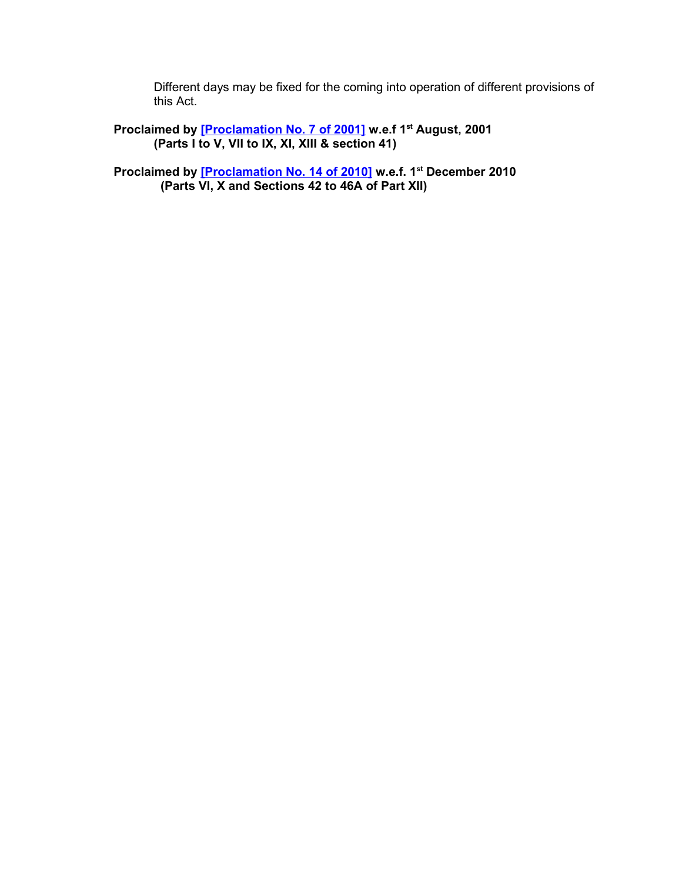Different days may be fixed for the coming into operation of different provisions of this Act.

**Proclaimed by [Proclamation No. 7 of 2001] w.e.f 1st August, 2001**
**(Parts I to V, VII to IX, XI, XIII & section 41)**

**Proclaimed by [Proclamation No. 14 of 2010] w.e.f. 1st December 2010**
**(Parts VI, X and Sections 42 to 46A of Part XII)**